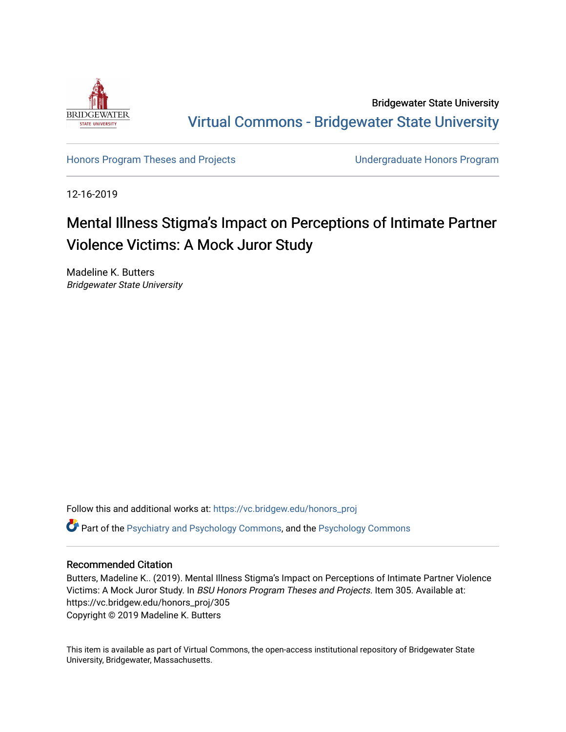Bridgewater State University

Virtual Commons - Bridgewater State University

Honors Program Theses and Projects

Undergraduate Honors Program

12-16-2019

# Mental Illness Stigma's Impact on Perceptions of Intimate Partner Violence Victims: A Mock Juror Study

Madeline K. Butters
*Bridgewater State University*

Follow this and additional works at: https://vc.bridgew.edu/honors_proj

Part of the Psychiatry and Psychology Commons, and the Psychology Commons

## Recommended Citation

Butters, Madeline K.. (2019). Mental Illness Stigma's Impact on Perceptions of Intimate Partner Violence Victims: A Mock Juror Study. In *BSU Honors Program Theses and Projects.* Item 305. Available at: https://vc.bridgew.edu/honors_proj/305
Copyright © 2019 Madeline K. Butters

This item is available as part of Virtual Commons, the open-access institutional repository of Bridgewater State University, Bridgewater, Massachusetts.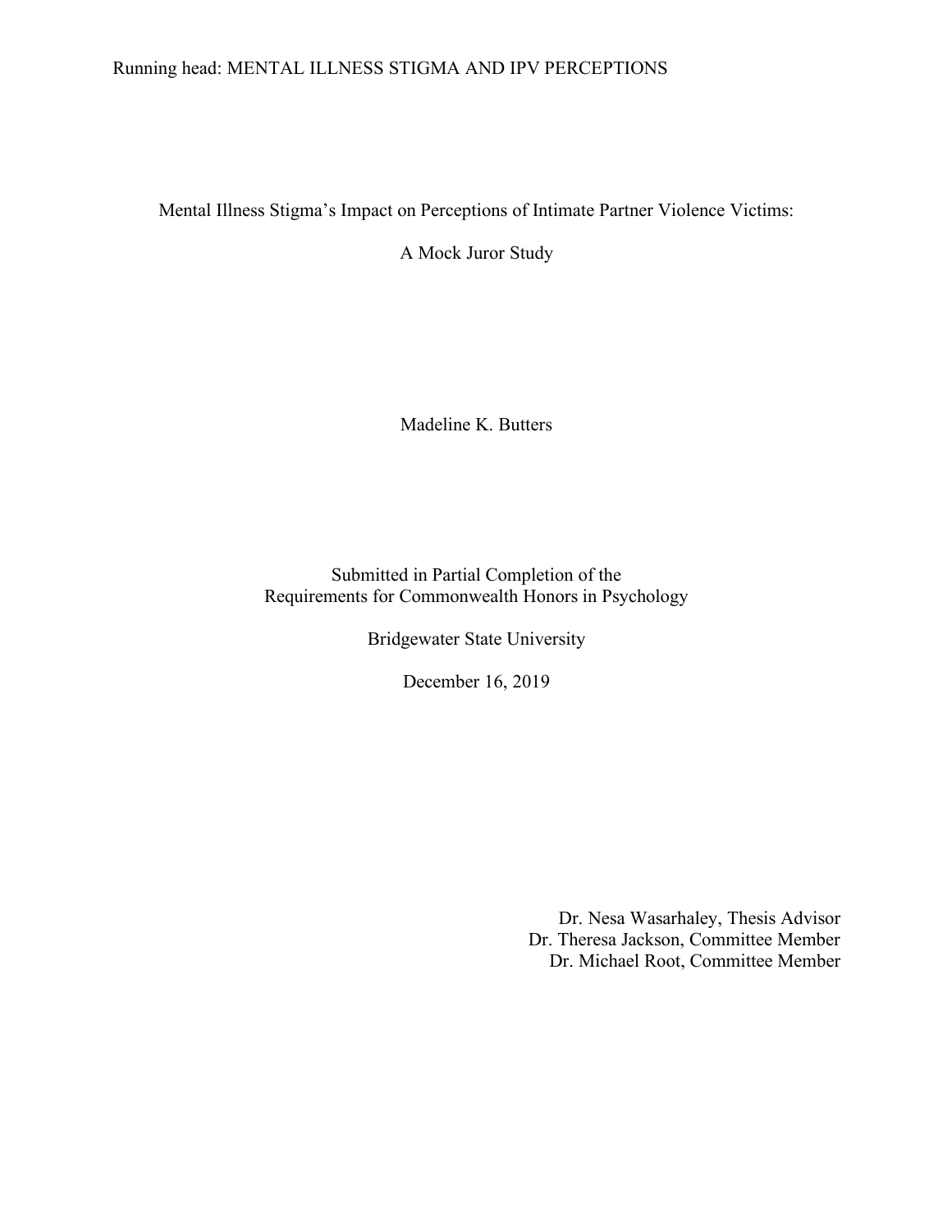# Mental Illness Stigma's Impact on Perceptions of Intimate Partner Violence Victims:

# A Mock Juror Study

Madeline K. Butters

Submitted in Partial Completion of the
Requirements for Commonwealth Honors in Psychology

Bridgewater State University

December 16, 2019

Dr. Nesa Wasarhaley, Thesis Advisor
Dr. Theresa Jackson, Committee Member
Dr. Michael Root, Committee Member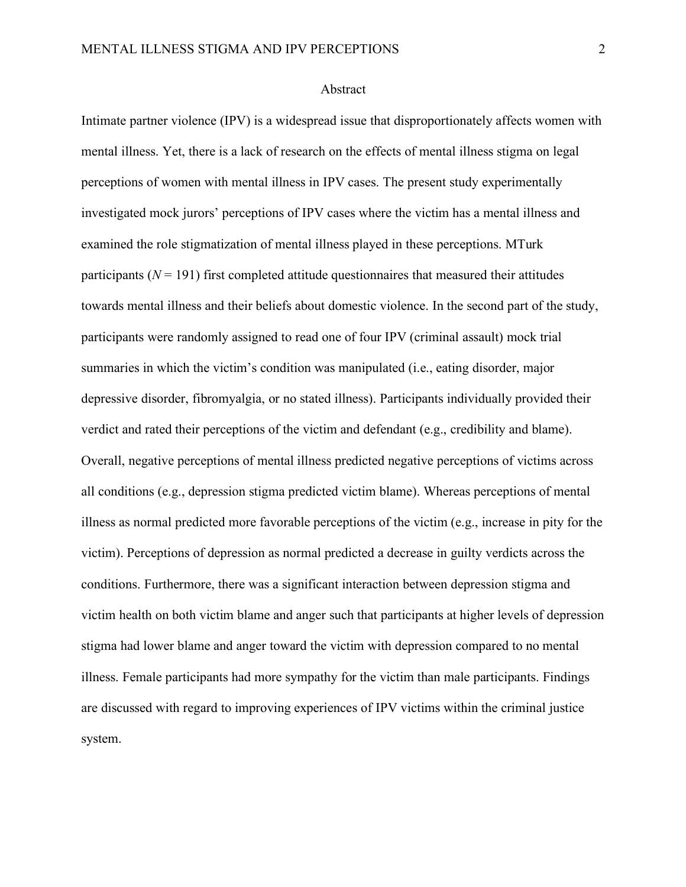# Abstract

Intimate partner violence (IPV) is a widespread issue that disproportionately affects women with mental illness. Yet, there is a lack of research on the effects of mental illness stigma on legal perceptions of women with mental illness in IPV cases. The present study experimentally investigated mock jurors' perceptions of IPV cases where the victim has a mental illness and examined the role stigmatization of mental illness played in these perceptions. MTurk participants ($N = 191$) first completed attitude questionnaires that measured their attitudes towards mental illness and their beliefs about domestic violence. In the second part of the study, participants were randomly assigned to read one of four IPV (criminal assault) mock trial summaries in which the victim's condition was manipulated (i.e., eating disorder, major depressive disorder, fibromyalgia, or no stated illness). Participants individually provided their verdict and rated their perceptions of the victim and defendant (e.g., credibility and blame). Overall, negative perceptions of mental illness predicted negative perceptions of victims across all conditions (e.g., depression stigma predicted victim blame). Whereas perceptions of mental illness as normal predicted more favorable perceptions of the victim (e.g., increase in pity for the victim). Perceptions of depression as normal predicted a decrease in guilty verdicts across the conditions. Furthermore, there was a significant interaction between depression stigma and victim health on both victim blame and anger such that participants at higher levels of depression stigma had lower blame and anger toward the victim with depression compared to no mental illness. Female participants had more sympathy for the victim than male participants. Findings are discussed with regard to improving experiences of IPV victims within the criminal justice system.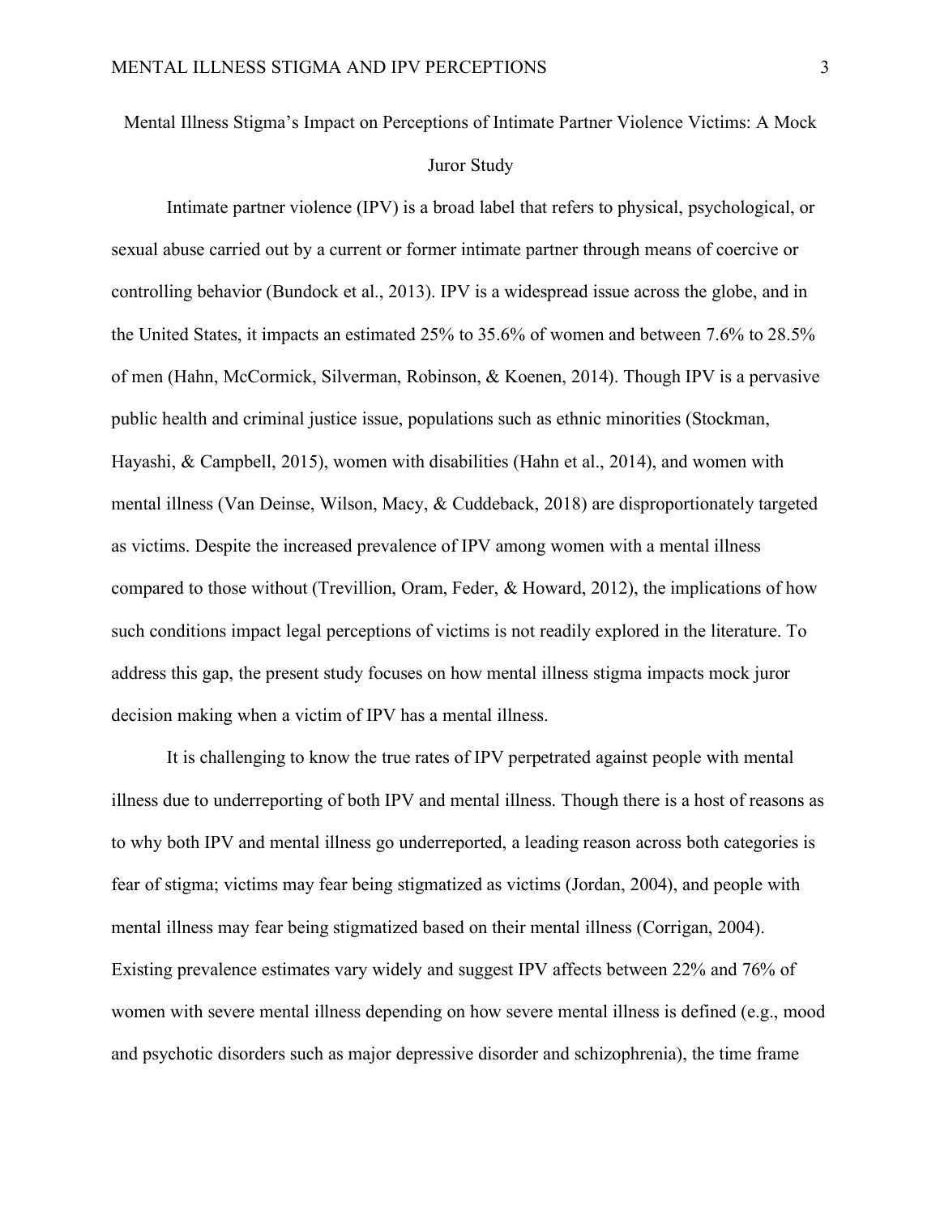# Mental Illness Stigma's Impact on Perceptions of Intimate Partner Violence Victims: A Mock Juror Study

Intimate partner violence (IPV) is a broad label that refers to physical, psychological, or sexual abuse carried out by a current or former intimate partner through means of coercive or controlling behavior (Bundock et al., 2013). IPV is a widespread issue across the globe, and in the United States, it impacts an estimated 25% to 35.6% of women and between 7.6% to 28.5% of men (Hahn, McCormick, Silverman, Robinson, & Koenen, 2014). Though IPV is a pervasive public health and criminal justice issue, populations such as ethnic minorities (Stockman, Hayashi, & Campbell, 2015), women with disabilities (Hahn et al., 2014), and women with mental illness (Van Deinse, Wilson, Macy, & Cuddeback, 2018) are disproportionately targeted as victims. Despite the increased prevalence of IPV among women with a mental illness compared to those without (Trevillion, Oram, Feder, & Howard, 2012), the implications of how such conditions impact legal perceptions of victims is not readily explored in the literature. To address this gap, the present study focuses on how mental illness stigma impacts mock juror decision making when a victim of IPV has a mental illness.

It is challenging to know the true rates of IPV perpetrated against people with mental illness due to underreporting of both IPV and mental illness. Though there is a host of reasons as to why both IPV and mental illness go underreported, a leading reason across both categories is fear of stigma; victims may fear being stigmatized as victims (Jordan, 2004), and people with mental illness may fear being stigmatized based on their mental illness (Corrigan, 2004). Existing prevalence estimates vary widely and suggest IPV affects between 22% and 76% of women with severe mental illness depending on how severe mental illness is defined (e.g., mood and psychotic disorders such as major depressive disorder and schizophrenia), the time frame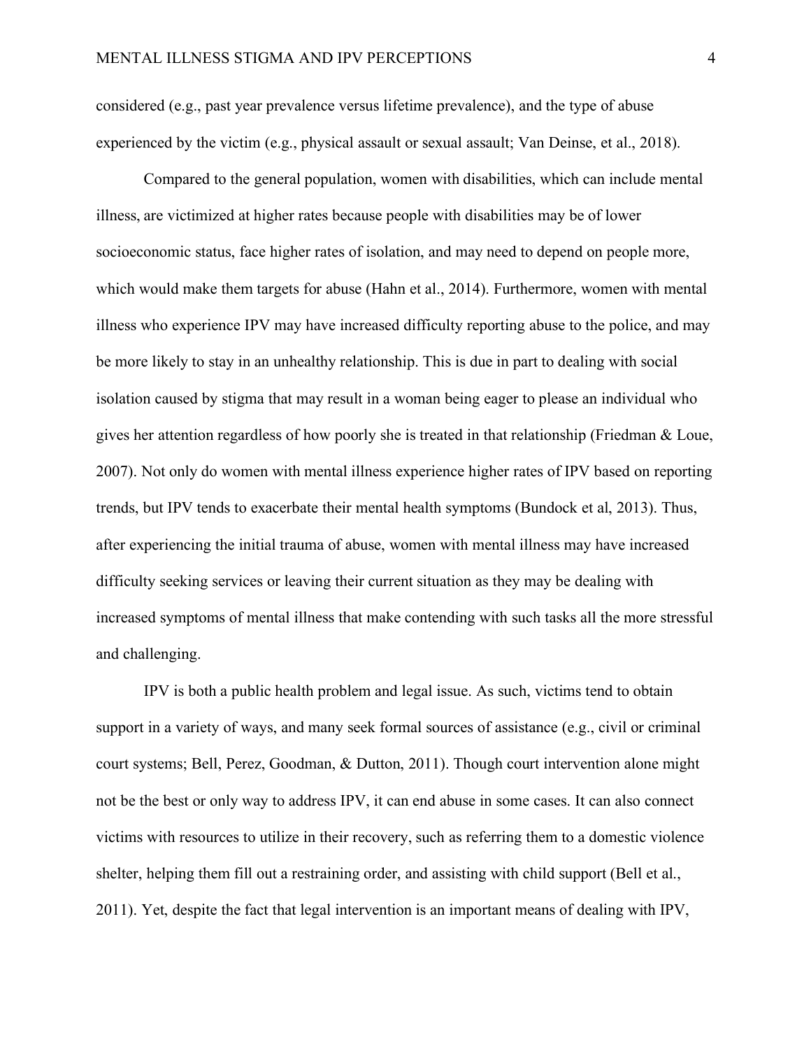considered (e.g., past year prevalence versus lifetime prevalence), and the type of abuse experienced by the victim (e.g., physical assault or sexual assault; Van Deinse, et al., 2018).

Compared to the general population, women with disabilities, which can include mental illness, are victimized at higher rates because people with disabilities may be of lower socioeconomic status, face higher rates of isolation, and may need to depend on people more, which would make them targets for abuse (Hahn et al., 2014). Furthermore, women with mental illness who experience IPV may have increased difficulty reporting abuse to the police, and may be more likely to stay in an unhealthy relationship. This is due in part to dealing with social isolation caused by stigma that may result in a woman being eager to please an individual who gives her attention regardless of how poorly she is treated in that relationship (Friedman & Loue, 2007). Not only do women with mental illness experience higher rates of IPV based on reporting trends, but IPV tends to exacerbate their mental health symptoms (Bundock et al, 2013). Thus, after experiencing the initial trauma of abuse, women with mental illness may have increased difficulty seeking services or leaving their current situation as they may be dealing with increased symptoms of mental illness that make contending with such tasks all the more stressful and challenging.

IPV is both a public health problem and legal issue. As such, victims tend to obtain support in a variety of ways, and many seek formal sources of assistance (e.g., civil or criminal court systems; Bell, Perez, Goodman, & Dutton, 2011). Though court intervention alone might not be the best or only way to address IPV, it can end abuse in some cases. It can also connect victims with resources to utilize in their recovery, such as referring them to a domestic violence shelter, helping them fill out a restraining order, and assisting with child support (Bell et al., 2011). Yet, despite the fact that legal intervention is an important means of dealing with IPV,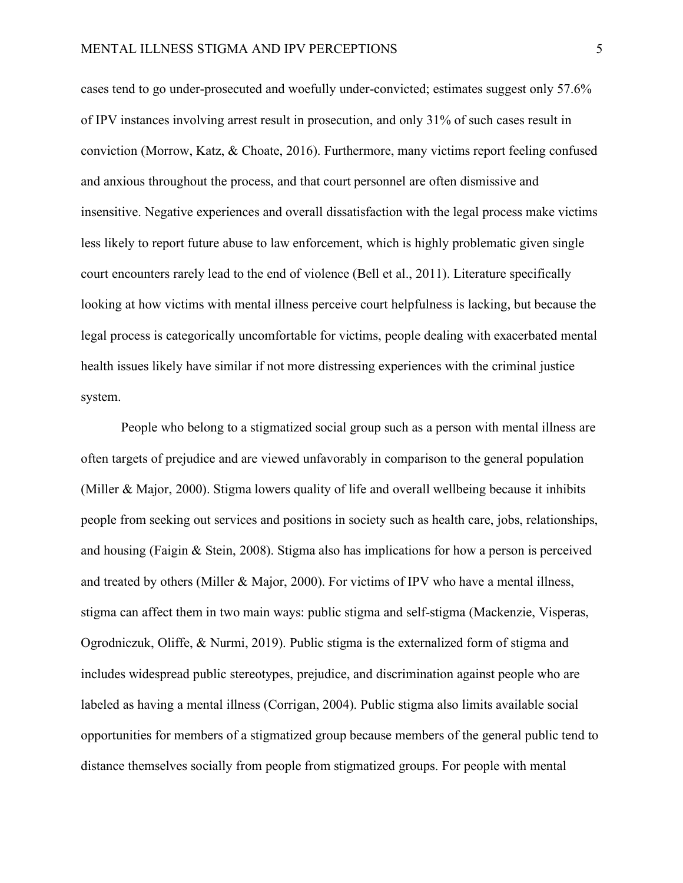cases tend to go under-prosecuted and woefully under-convicted; estimates suggest only 57.6% of IPV instances involving arrest result in prosecution, and only 31% of such cases result in conviction (Morrow, Katz, & Choate, 2016). Furthermore, many victims report feeling confused and anxious throughout the process, and that court personnel are often dismissive and insensitive. Negative experiences and overall dissatisfaction with the legal process make victims less likely to report future abuse to law enforcement, which is highly problematic given single court encounters rarely lead to the end of violence (Bell et al., 2011). Literature specifically looking at how victims with mental illness perceive court helpfulness is lacking, but because the legal process is categorically uncomfortable for victims, people dealing with exacerbated mental health issues likely have similar if not more distressing experiences with the criminal justice system.

People who belong to a stigmatized social group such as a person with mental illness are often targets of prejudice and are viewed unfavorably in comparison to the general population (Miller & Major, 2000). Stigma lowers quality of life and overall wellbeing because it inhibits people from seeking out services and positions in society such as health care, jobs, relationships, and housing (Faigin & Stein, 2008). Stigma also has implications for how a person is perceived and treated by others (Miller & Major, 2000). For victims of IPV who have a mental illness, stigma can affect them in two main ways: public stigma and self-stigma (Mackenzie, Visperas, Ogrodniczuk, Oliffe, & Nurmi, 2019). Public stigma is the externalized form of stigma and includes widespread public stereotypes, prejudice, and discrimination against people who are labeled as having a mental illness (Corrigan, 2004). Public stigma also limits available social opportunities for members of a stigmatized group because members of the general public tend to distance themselves socially from people from stigmatized groups. For people with mental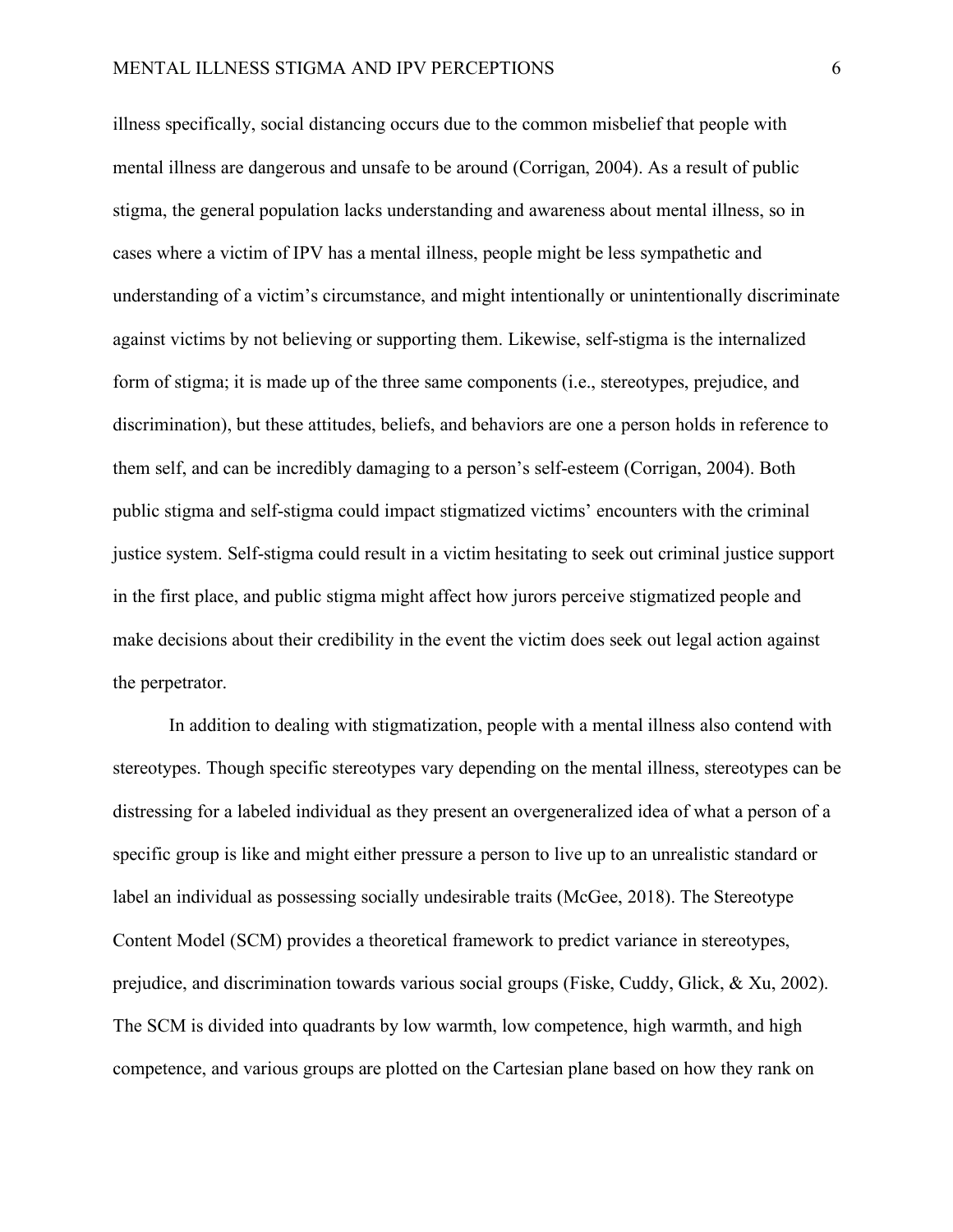illness specifically, social distancing occurs due to the common misbelief that people with mental illness are dangerous and unsafe to be around (Corrigan, 2004). As a result of public stigma, the general population lacks understanding and awareness about mental illness, so in cases where a victim of IPV has a mental illness, people might be less sympathetic and understanding of a victim's circumstance, and might intentionally or unintentionally discriminate against victims by not believing or supporting them. Likewise, self-stigma is the internalized form of stigma; it is made up of the three same components (i.e., stereotypes, prejudice, and discrimination), but these attitudes, beliefs, and behaviors are one a person holds in reference to them self, and can be incredibly damaging to a person's self-esteem (Corrigan, 2004). Both public stigma and self-stigma could impact stigmatized victims' encounters with the criminal justice system. Self-stigma could result in a victim hesitating to seek out criminal justice support in the first place, and public stigma might affect how jurors perceive stigmatized people and make decisions about their credibility in the event the victim does seek out legal action against the perpetrator.

In addition to dealing with stigmatization, people with a mental illness also contend with stereotypes. Though specific stereotypes vary depending on the mental illness, stereotypes can be distressing for a labeled individual as they present an overgeneralized idea of what a person of a specific group is like and might either pressure a person to live up to an unrealistic standard or label an individual as possessing socially undesirable traits (McGee, 2018). The Stereotype Content Model (SCM) provides a theoretical framework to predict variance in stereotypes, prejudice, and discrimination towards various social groups (Fiske, Cuddy, Glick, & Xu, 2002). The SCM is divided into quadrants by low warmth, low competence, high warmth, and high competence, and various groups are plotted on the Cartesian plane based on how they rank on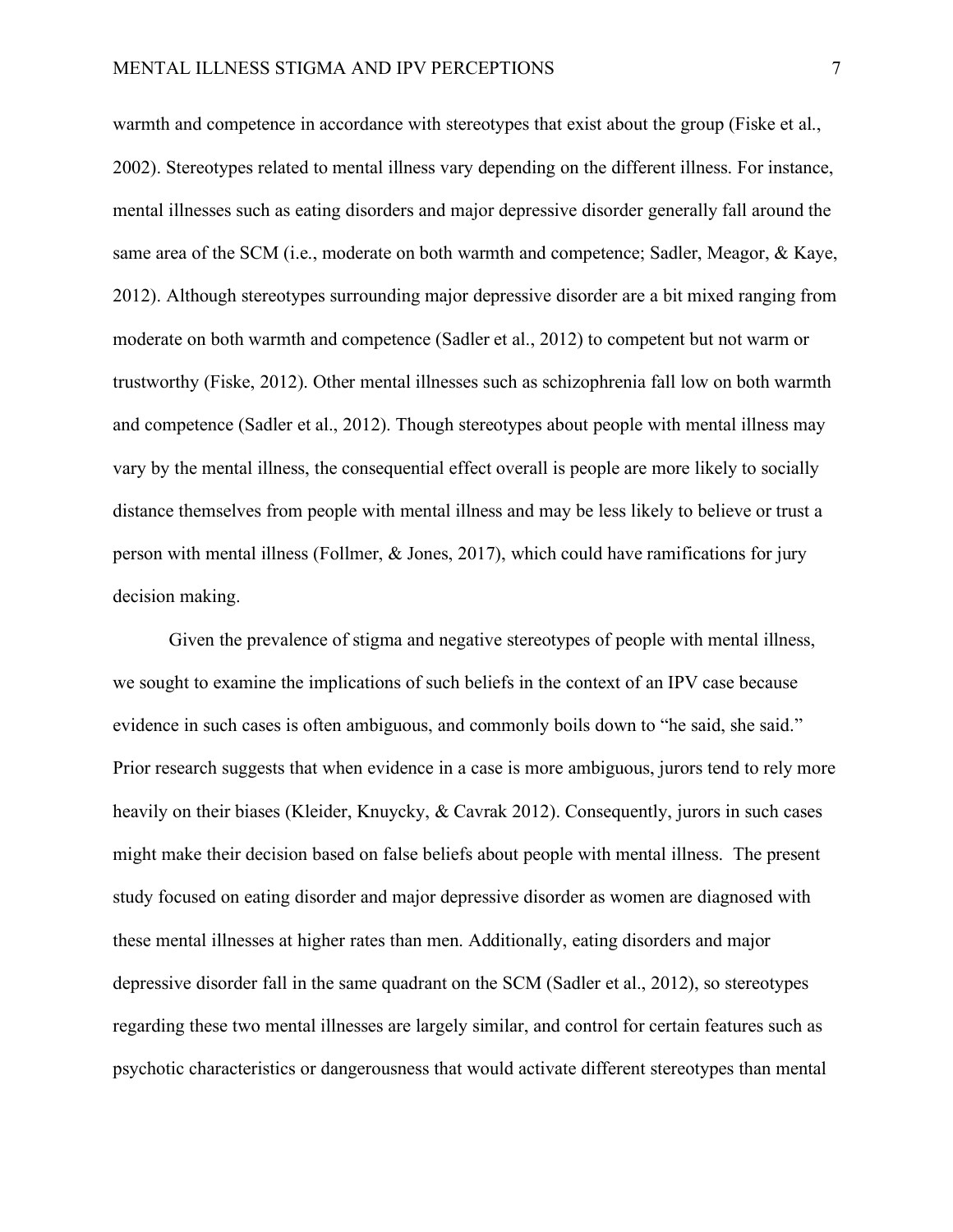warmth and competence in accordance with stereotypes that exist about the group (Fiske et al., 2002). Stereotypes related to mental illness vary depending on the different illness. For instance, mental illnesses such as eating disorders and major depressive disorder generally fall around the same area of the SCM (i.e., moderate on both warmth and competence; Sadler, Meagor, & Kaye, 2012). Although stereotypes surrounding major depressive disorder are a bit mixed ranging from moderate on both warmth and competence (Sadler et al., 2012) to competent but not warm or trustworthy (Fiske, 2012). Other mental illnesses such as schizophrenia fall low on both warmth and competence (Sadler et al., 2012). Though stereotypes about people with mental illness may vary by the mental illness, the consequential effect overall is people are more likely to socially distance themselves from people with mental illness and may be less likely to believe or trust a person with mental illness (Follmer, & Jones, 2017), which could have ramifications for jury decision making.

Given the prevalence of stigma and negative stereotypes of people with mental illness, we sought to examine the implications of such beliefs in the context of an IPV case because evidence in such cases is often ambiguous, and commonly boils down to "he said, she said." Prior research suggests that when evidence in a case is more ambiguous, jurors tend to rely more heavily on their biases (Kleider, Knuycky, & Cavrak 2012). Consequently, jurors in such cases might make their decision based on false beliefs about people with mental illness. The present study focused on eating disorder and major depressive disorder as women are diagnosed with these mental illnesses at higher rates than men. Additionally, eating disorders and major depressive disorder fall in the same quadrant on the SCM (Sadler et al., 2012), so stereotypes regarding these two mental illnesses are largely similar, and control for certain features such as psychotic characteristics or dangerousness that would activate different stereotypes than mental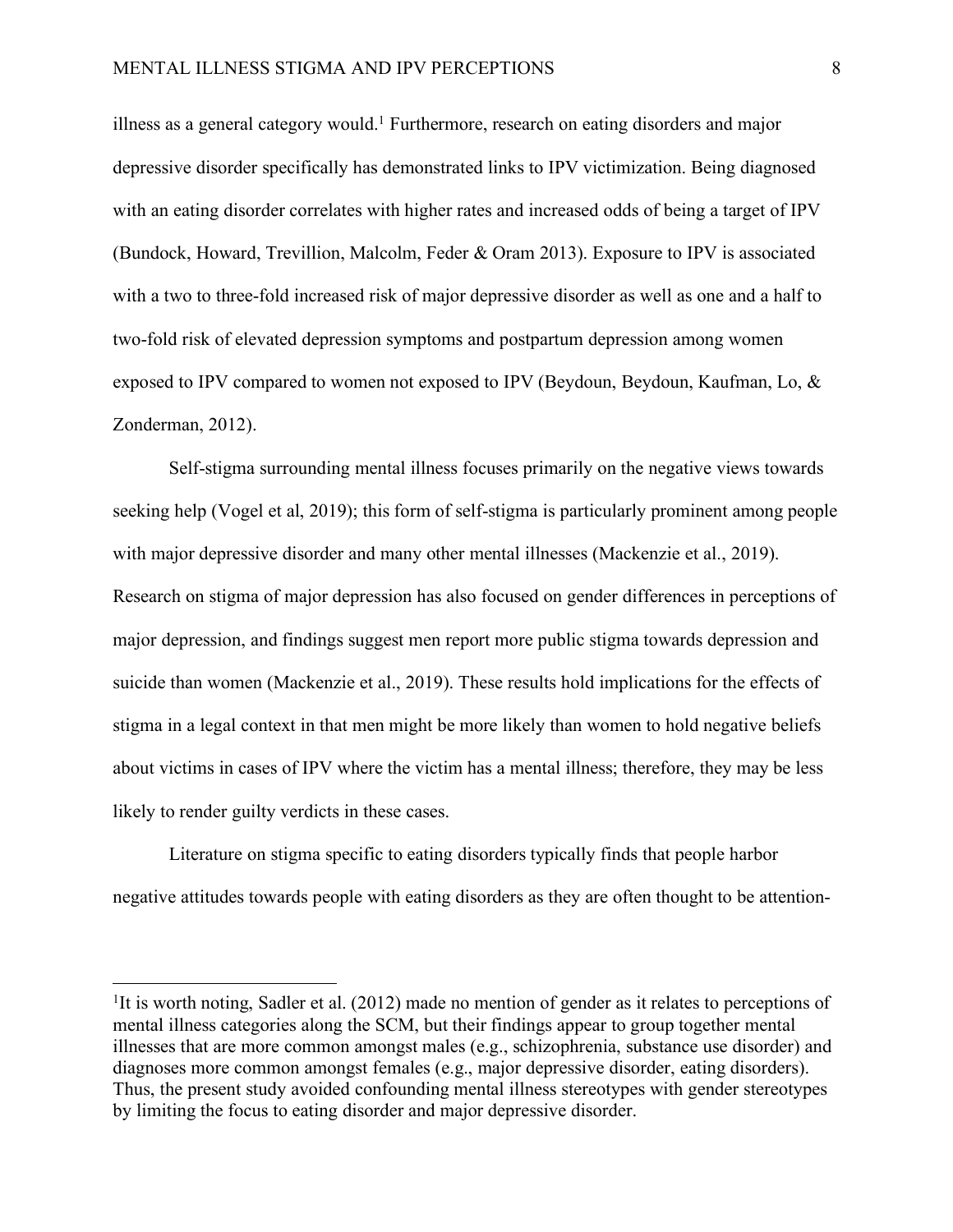illness as a general category would.[1] Furthermore, research on eating disorders and major depressive disorder specifically has demonstrated links to IPV victimization. Being diagnosed with an eating disorder correlates with higher rates and increased odds of being a target of IPV (Bundock, Howard, Trevillion, Malcolm, Feder & Oram 2013). Exposure to IPV is associated with a two to three-fold increased risk of major depressive disorder as well as one and a half to two-fold risk of elevated depression symptoms and postpartum depression among women exposed to IPV compared to women not exposed to IPV (Beydoun, Beydoun, Kaufman, Lo, & Zonderman, 2012).

Self-stigma surrounding mental illness focuses primarily on the negative views towards seeking help (Vogel et al, 2019); this form of self-stigma is particularly prominent among people with major depressive disorder and many other mental illnesses (Mackenzie et al., 2019). Research on stigma of major depression has also focused on gender differences in perceptions of major depression, and findings suggest men report more public stigma towards depression and suicide than women (Mackenzie et al., 2019). These results hold implications for the effects of stigma in a legal context in that men might be more likely than women to hold negative beliefs about victims in cases of IPV where the victim has a mental illness; therefore, they may be less likely to render guilty verdicts in these cases.

Literature on stigma specific to eating disorders typically finds that people harbor negative attitudes towards people with eating disorders as they are often thought to be attention-

[1]It is worth noting, Sadler et al. (2012) made no mention of gender as it relates to perceptions of mental illness categories along the SCM, but their findings appear to group together mental illnesses that are more common amongst males (e.g., schizophrenia, substance use disorder) and diagnoses more common amongst females (e.g., major depressive disorder, eating disorders). Thus, the present study avoided confounding mental illness stereotypes with gender stereotypes by limiting the focus to eating disorder and major depressive disorder.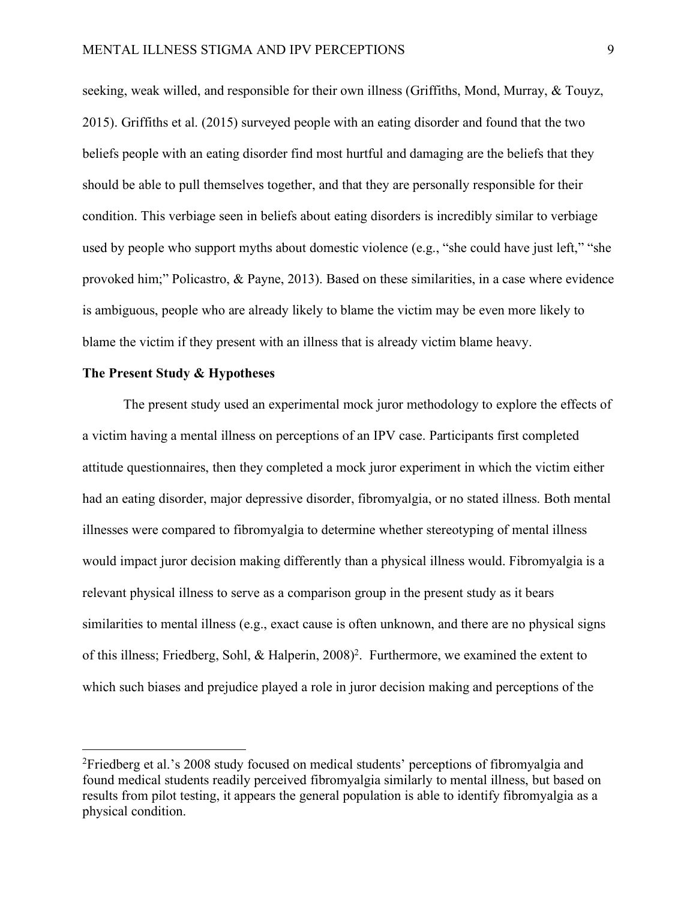seeking, weak willed, and responsible for their own illness (Griffiths, Mond, Murray, & Touyz, 2015). Griffiths et al. (2015) surveyed people with an eating disorder and found that the two beliefs people with an eating disorder find most hurtful and damaging are the beliefs that they should be able to pull themselves together, and that they are personally responsible for their condition. This verbiage seen in beliefs about eating disorders is incredibly similar to verbiage used by people who support myths about domestic violence (e.g., "she could have just left," "she provoked him;" Policastro, & Payne, 2013). Based on these similarities, in a case where evidence is ambiguous, people who are already likely to blame the victim may be even more likely to blame the victim if they present with an illness that is already victim blame heavy.

**The Present Study & Hypotheses**

The present study used an experimental mock juror methodology to explore the effects of a victim having a mental illness on perceptions of an IPV case. Participants first completed attitude questionnaires, then they completed a mock juror experiment in which the victim either had an eating disorder, major depressive disorder, fibromyalgia, or no stated illness. Both mental illnesses were compared to fibromyalgia to determine whether stereotyping of mental illness would impact juror decision making differently than a physical illness would. Fibromyalgia is a relevant physical illness to serve as a comparison group in the present study as it bears similarities to mental illness (e.g., exact cause is often unknown, and there are no physical signs of this illness; Friedberg, Sohl, & Halperin, 2008)[2]. Furthermore, we examined the extent to which such biases and prejudice played a role in juror decision making and perceptions of the

---

[2]Friedberg et al.'s 2008 study focused on medical students' perceptions of fibromyalgia and found medical students readily perceived fibromyalgia similarly to mental illness, but based on results from pilot testing, it appears the general population is able to identify fibromyalgia as a physical condition.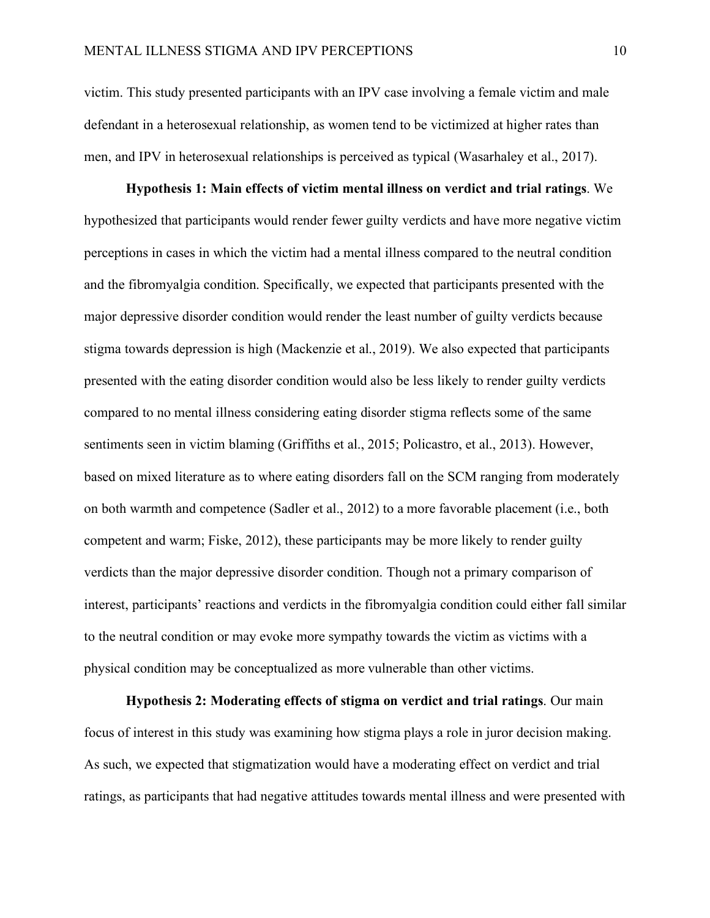victim. This study presented participants with an IPV case involving a female victim and male defendant in a heterosexual relationship, as women tend to be victimized at higher rates than men, and IPV in heterosexual relationships is perceived as typical (Wasarhaley et al., 2017).

**Hypothesis 1: Main effects of victim mental illness on verdict and trial ratings**. We hypothesized that participants would render fewer guilty verdicts and have more negative victim perceptions in cases in which the victim had a mental illness compared to the neutral condition and the fibromyalgia condition. Specifically, we expected that participants presented with the major depressive disorder condition would render the least number of guilty verdicts because stigma towards depression is high (Mackenzie et al., 2019). We also expected that participants presented with the eating disorder condition would also be less likely to render guilty verdicts compared to no mental illness considering eating disorder stigma reflects some of the same sentiments seen in victim blaming (Griffiths et al., 2015; Policastro, et al., 2013). However, based on mixed literature as to where eating disorders fall on the SCM ranging from moderately on both warmth and competence (Sadler et al., 2012) to a more favorable placement (i.e., both competent and warm; Fiske, 2012), these participants may be more likely to render guilty verdicts than the major depressive disorder condition. Though not a primary comparison of interest, participants' reactions and verdicts in the fibromyalgia condition could either fall similar to the neutral condition or may evoke more sympathy towards the victim as victims with a physical condition may be conceptualized as more vulnerable than other victims.

**Hypothesis 2: Moderating effects of stigma on verdict and trial ratings**. Our main focus of interest in this study was examining how stigma plays a role in juror decision making. As such, we expected that stigmatization would have a moderating effect on verdict and trial ratings, as participants that had negative attitudes towards mental illness and were presented with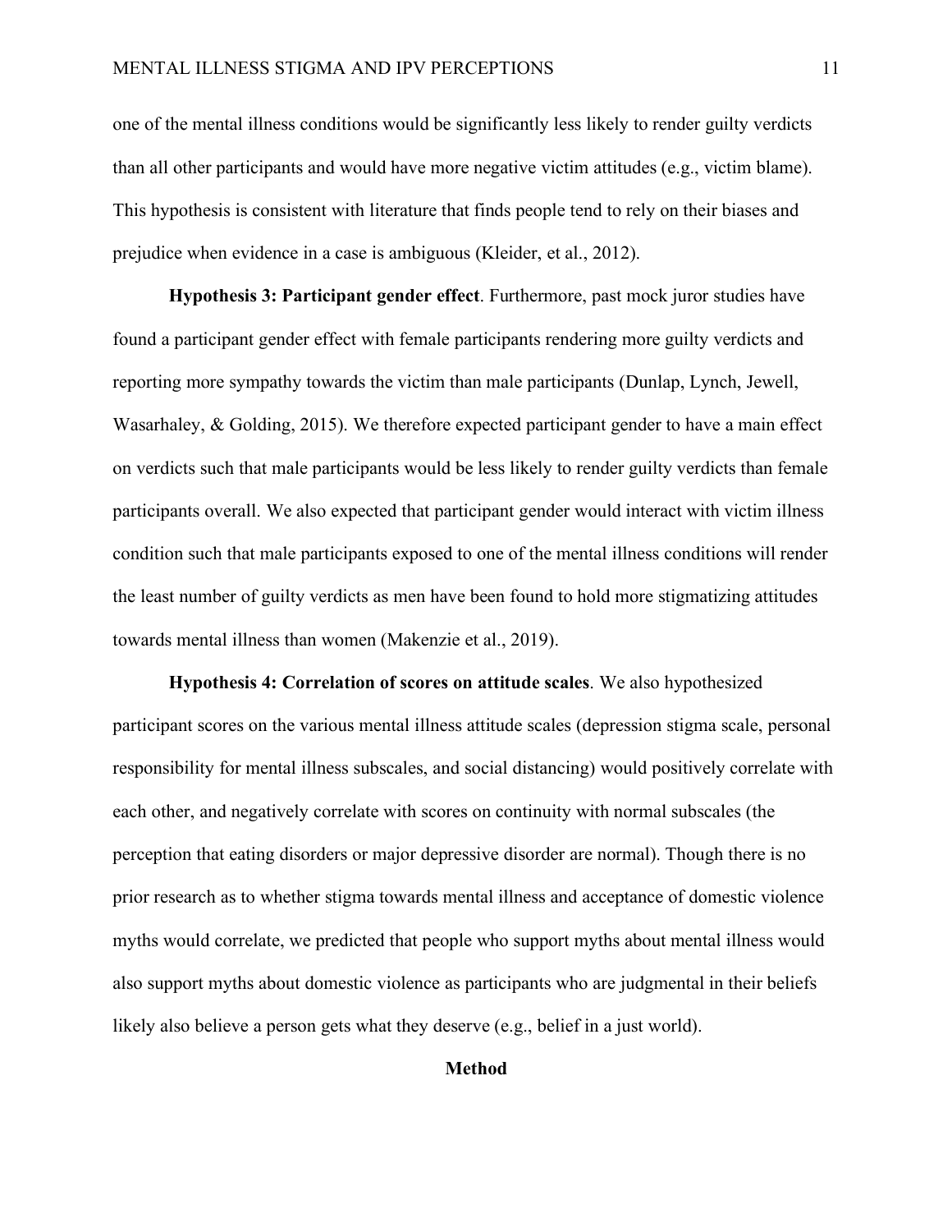one of the mental illness conditions would be significantly less likely to render guilty verdicts than all other participants and would have more negative victim attitudes (e.g., victim blame). This hypothesis is consistent with literature that finds people tend to rely on their biases and prejudice when evidence in a case is ambiguous (Kleider, et al., 2012).

**Hypothesis 3: Participant gender effect**. Furthermore, past mock juror studies have found a participant gender effect with female participants rendering more guilty verdicts and reporting more sympathy towards the victim than male participants (Dunlap, Lynch, Jewell, Wasarhaley, & Golding, 2015). We therefore expected participant gender to have a main effect on verdicts such that male participants would be less likely to render guilty verdicts than female participants overall. We also expected that participant gender would interact with victim illness condition such that male participants exposed to one of the mental illness conditions will render the least number of guilty verdicts as men have been found to hold more stigmatizing attitudes towards mental illness than women (Makenzie et al., 2019).

**Hypothesis 4: Correlation of scores on attitude scales**. We also hypothesized participant scores on the various mental illness attitude scales (depression stigma scale, personal responsibility for mental illness subscales, and social distancing) would positively correlate with each other, and negatively correlate with scores on continuity with normal subscales (the perception that eating disorders or major depressive disorder are normal). Though there is no prior research as to whether stigma towards mental illness and acceptance of domestic violence myths would correlate, we predicted that people who support myths about mental illness would also support myths about domestic violence as participants who are judgmental in their beliefs likely also believe a person gets what they deserve (e.g., belief in a just world).

## Method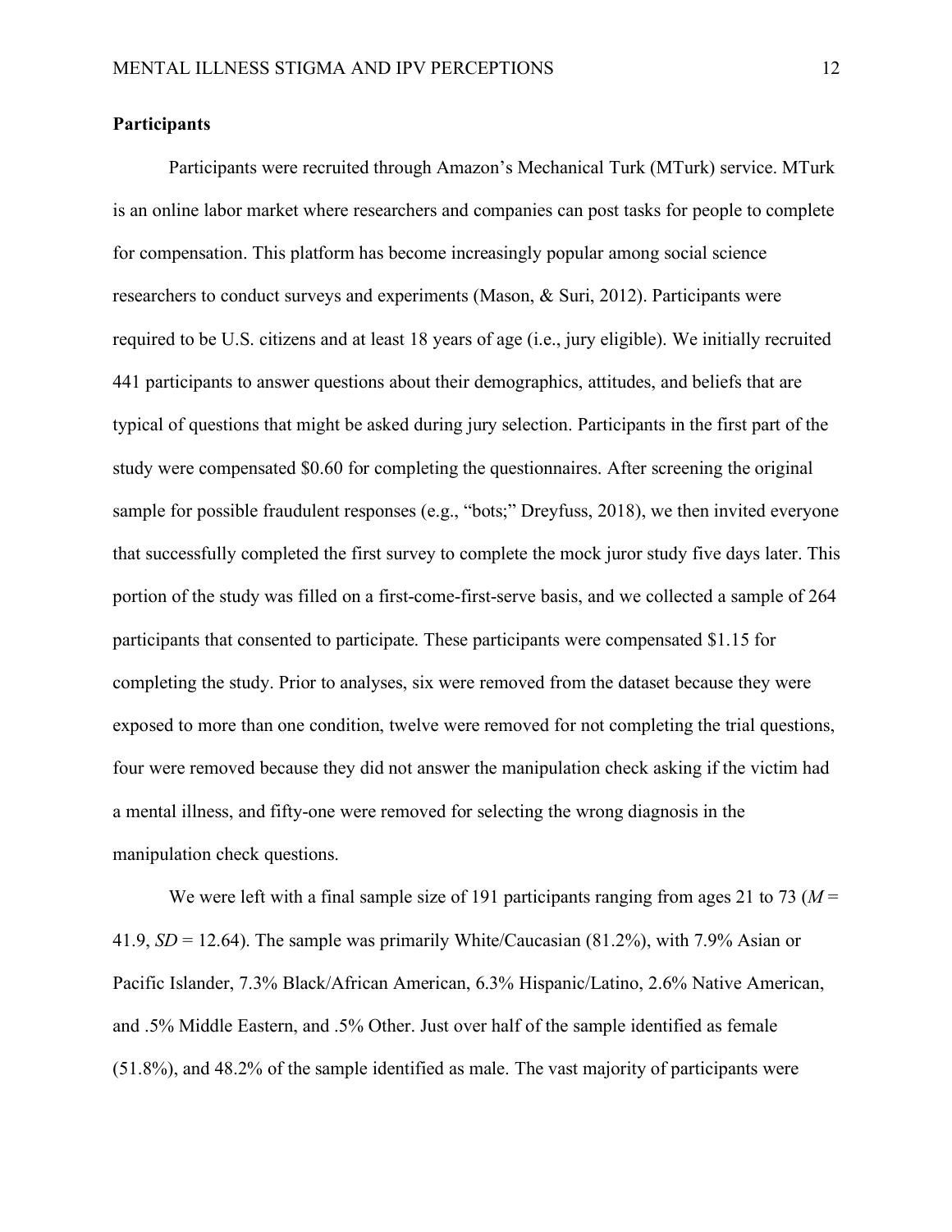**Participants**

Participants were recruited through Amazon's Mechanical Turk (MTurk) service. MTurk is an online labor market where researchers and companies can post tasks for people to complete for compensation. This platform has become increasingly popular among social science researchers to conduct surveys and experiments (Mason, & Suri, 2012). Participants were required to be U.S. citizens and at least 18 years of age (i.e., jury eligible). We initially recruited 441 participants to answer questions about their demographics, attitudes, and beliefs that are typical of questions that might be asked during jury selection. Participants in the first part of the study were compensated $0.60 for completing the questionnaires. After screening the original sample for possible fraudulent responses (e.g., "bots;" Dreyfuss, 2018), we then invited everyone that successfully completed the first survey to complete the mock juror study five days later. This portion of the study was filled on a first-come-first-serve basis, and we collected a sample of 264 participants that consented to participate. These participants were compensated $1.15 for completing the study. Prior to analyses, six were removed from the dataset because they were exposed to more than one condition, twelve were removed for not completing the trial questions, four were removed because they did not answer the manipulation check asking if the victim had a mental illness, and fifty-one were removed for selecting the wrong diagnosis in the manipulation check questions.

We were left with a final sample size of 191 participants ranging from ages 21 to 73 ($M$ = 41.9, $SD$ = 12.64). The sample was primarily White/Caucasian (81.2%), with 7.9% Asian or Pacific Islander, 7.3% Black/African American, 6.3% Hispanic/Latino, 2.6% Native American, and .5% Middle Eastern, and .5% Other. Just over half of the sample identified as female (51.8%), and 48.2% of the sample identified as male. The vast majority of participants were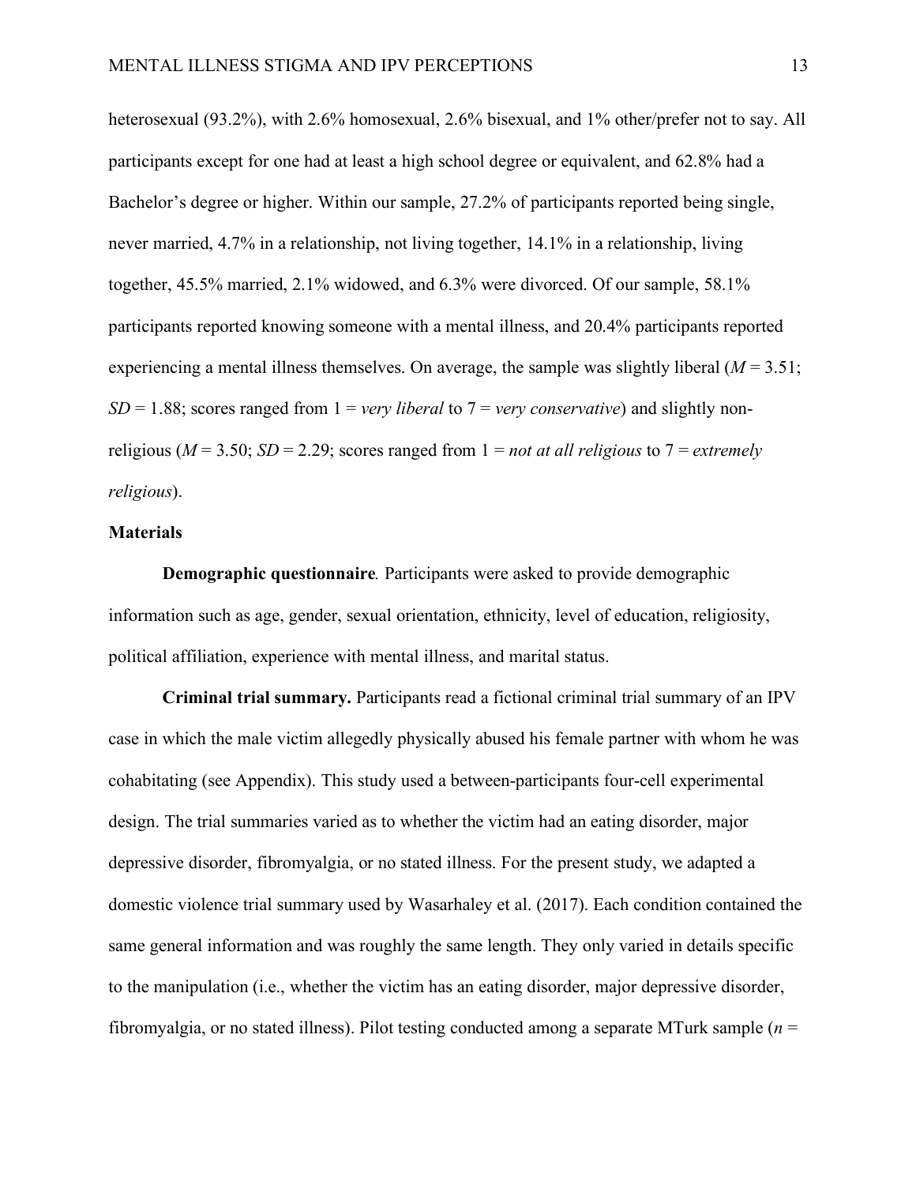heterosexual (93.2%), with 2.6% homosexual, 2.6% bisexual, and 1% other/prefer not to say. All participants except for one had at least a high school degree or equivalent, and 62.8% had a Bachelor's degree or higher. Within our sample, 27.2% of participants reported being single, never married, 4.7% in a relationship, not living together, 14.1% in a relationship, living together, 45.5% married, 2.1% widowed, and 6.3% were divorced. Of our sample, 58.1% participants reported knowing someone with a mental illness, and 20.4% participants reported experiencing a mental illness themselves. On average, the sample was slightly liberal ($M = 3.51$; $SD = 1.88$; scores ranged from 1 = *very liberal* to 7 = *very conservative*) and slightly non-religious ($M = 3.50$; $SD = 2.29$; scores ranged from 1 = *not at all religious* to 7 = *extremely religious*).

## Materials

**Demographic questionnaire***.* Participants were asked to provide demographic information such as age, gender, sexual orientation, ethnicity, level of education, religiosity, political affiliation, experience with mental illness, and marital status.

**Criminal trial summary.** Participants read a fictional criminal trial summary of an IPV case in which the male victim allegedly physically abused his female partner with whom he was cohabitating (see Appendix). This study used a between-participants four-cell experimental design. The trial summaries varied as to whether the victim had an eating disorder, major depressive disorder, fibromyalgia, or no stated illness. For the present study, we adapted a domestic violence trial summary used by Wasarhaley et al. (2017). Each condition contained the same general information and was roughly the same length. They only varied in details specific to the manipulation (i.e., whether the victim has an eating disorder, major depressive disorder, fibromyalgia, or no stated illness). Pilot testing conducted among a separate MTurk sample ($n$ =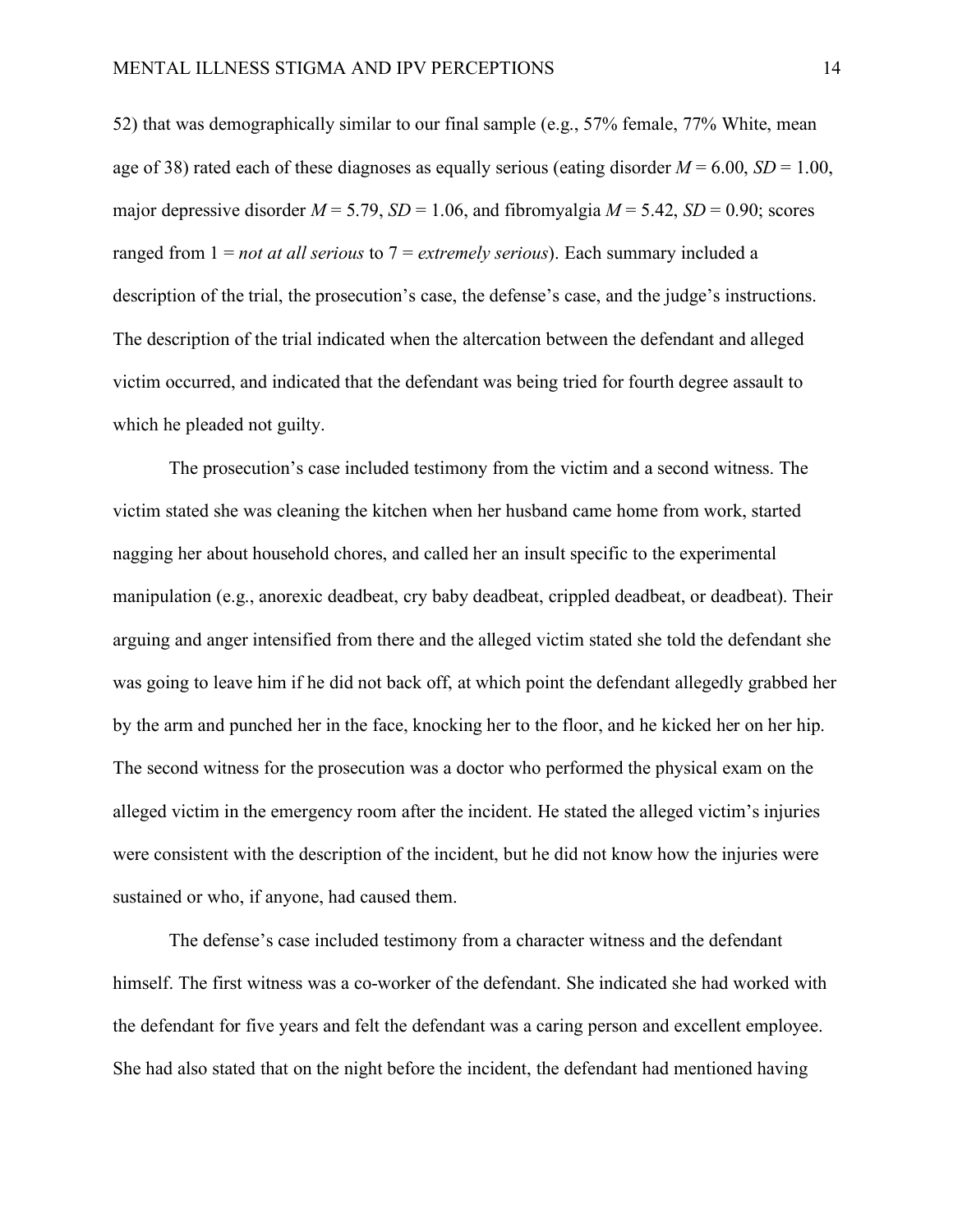52) that was demographically similar to our final sample (e.g., 57% female, 77% White, mean age of 38) rated each of these diagnoses as equally serious (eating disorder $M = 6.00$, $SD = 1.00$, major depressive disorder $M = 5.79$, $SD = 1.06$, and fibromyalgia $M = 5.42$, $SD = 0.90$; scores ranged from 1 = *not at all serious* to 7 = *extremely serious*). Each summary included a description of the trial, the prosecution's case, the defense's case, and the judge's instructions. The description of the trial indicated when the altercation between the defendant and alleged victim occurred, and indicated that the defendant was being tried for fourth degree assault to which he pleaded not guilty.

The prosecution's case included testimony from the victim and a second witness. The victim stated she was cleaning the kitchen when her husband came home from work, started nagging her about household chores, and called her an insult specific to the experimental manipulation (e.g., anorexic deadbeat, cry baby deadbeat, crippled deadbeat, or deadbeat). Their arguing and anger intensified from there and the alleged victim stated she told the defendant she was going to leave him if he did not back off, at which point the defendant allegedly grabbed her by the arm and punched her in the face, knocking her to the floor, and he kicked her on her hip. The second witness for the prosecution was a doctor who performed the physical exam on the alleged victim in the emergency room after the incident. He stated the alleged victim's injuries were consistent with the description of the incident, but he did not know how the injuries were sustained or who, if anyone, had caused them.

The defense's case included testimony from a character witness and the defendant himself. The first witness was a co-worker of the defendant. She indicated she had worked with the defendant for five years and felt the defendant was a caring person and excellent employee. She had also stated that on the night before the incident, the defendant had mentioned having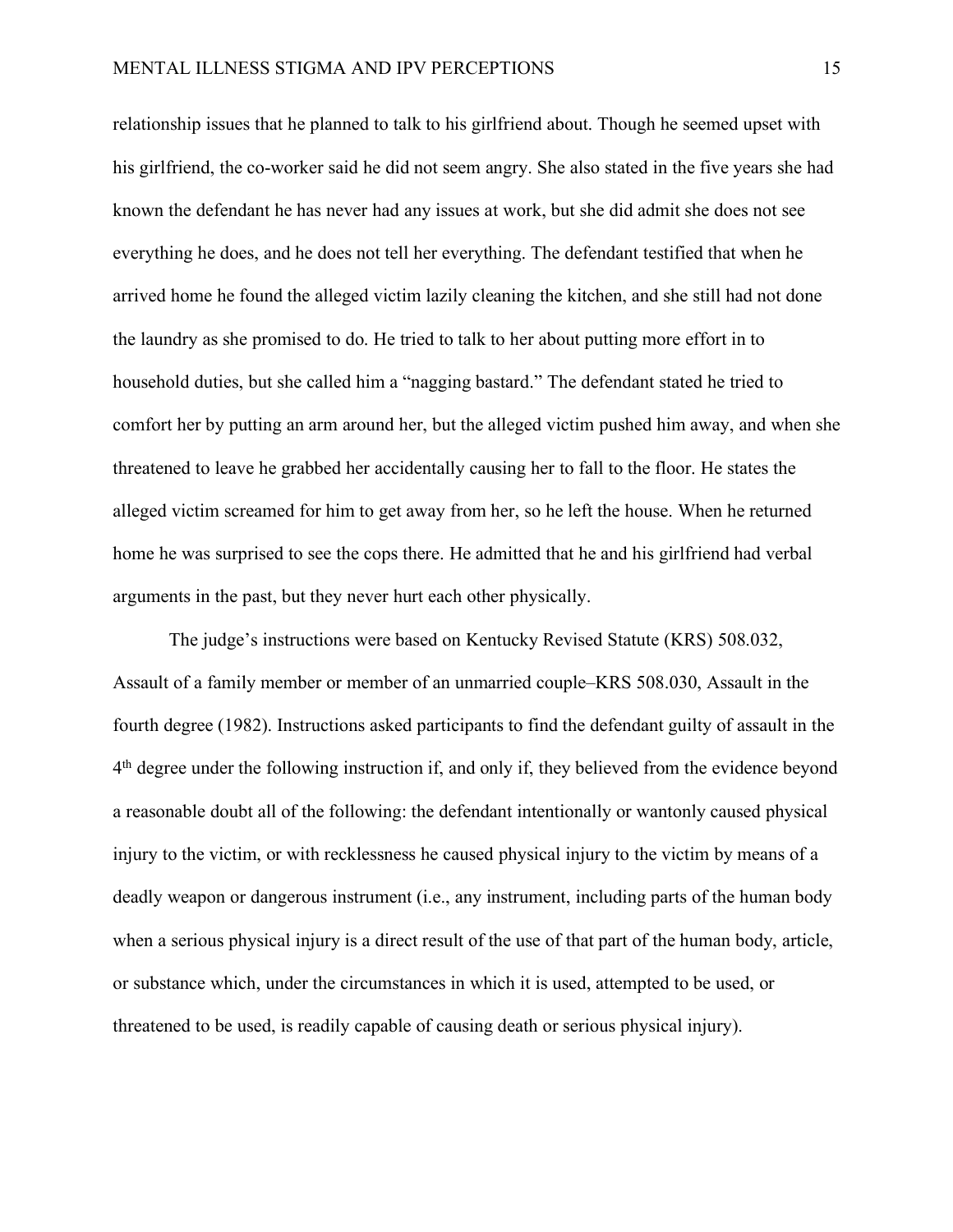relationship issues that he planned to talk to his girlfriend about. Though he seemed upset with his girlfriend, the co-worker said he did not seem angry. She also stated in the five years she had known the defendant he has never had any issues at work, but she did admit she does not see everything he does, and he does not tell her everything. The defendant testified that when he arrived home he found the alleged victim lazily cleaning the kitchen, and she still had not done the laundry as she promised to do. He tried to talk to her about putting more effort in to household duties, but she called him a "nagging bastard." The defendant stated he tried to comfort her by putting an arm around her, but the alleged victim pushed him away, and when she threatened to leave he grabbed her accidentally causing her to fall to the floor. He states the alleged victim screamed for him to get away from her, so he left the house. When he returned home he was surprised to see the cops there. He admitted that he and his girlfriend had verbal arguments in the past, but they never hurt each other physically.

The judge's instructions were based on Kentucky Revised Statute (KRS) 508.032, Assault of a family member or member of an unmarried couple–KRS 508.030, Assault in the fourth degree (1982). Instructions asked participants to find the defendant guilty of assault in the 4th degree under the following instruction if, and only if, they believed from the evidence beyond a reasonable doubt all of the following: the defendant intentionally or wantonly caused physical injury to the victim, or with recklessness he caused physical injury to the victim by means of a deadly weapon or dangerous instrument (i.e., any instrument, including parts of the human body when a serious physical injury is a direct result of the use of that part of the human body, article, or substance which, under the circumstances in which it is used, attempted to be used, or threatened to be used, is readily capable of causing death or serious physical injury).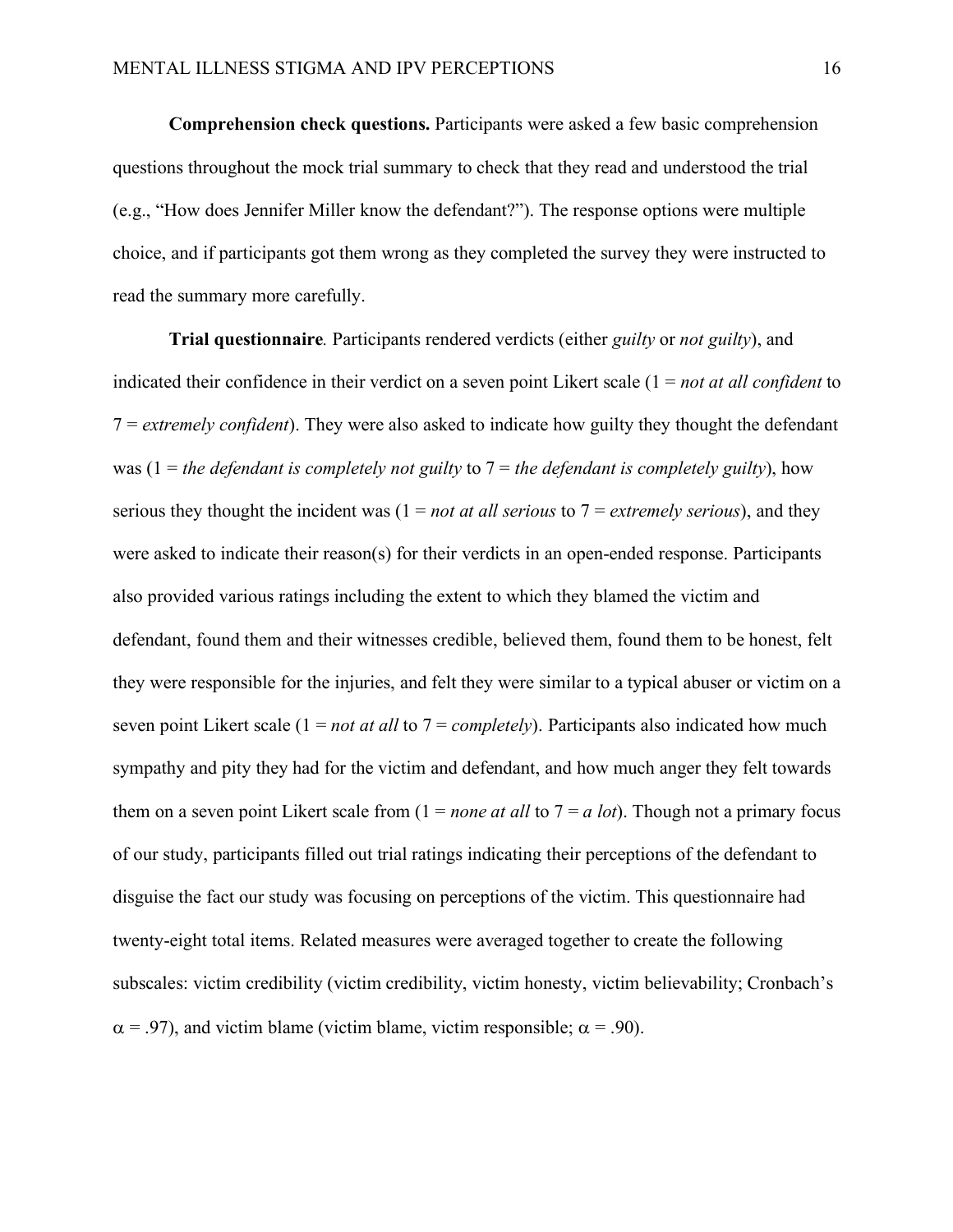**Comprehension check questions.** Participants were asked a few basic comprehension questions throughout the mock trial summary to check that they read and understood the trial (e.g., "How does Jennifer Miller know the defendant?"). The response options were multiple choice, and if participants got them wrong as they completed the survey they were instructed to read the summary more carefully.

**Trial questionnaire***.* Participants rendered verdicts (either *guilty* or *not guilty*), and indicated their confidence in their verdict on a seven point Likert scale (1 = *not at all confident* to 7 = *extremely confident*). They were also asked to indicate how guilty they thought the defendant was (1 = *the defendant is completely not guilty* to 7 = *the defendant is completely guilty*), how serious they thought the incident was (1 = *not at all serious* to 7 = *extremely serious*), and they were asked to indicate their reason(s) for their verdicts in an open-ended response. Participants also provided various ratings including the extent to which they blamed the victim and defendant, found them and their witnesses credible, believed them, found them to be honest, felt they were responsible for the injuries, and felt they were similar to a typical abuser or victim on a seven point Likert scale (1 = *not at all* to 7 = *completely*). Participants also indicated how much sympathy and pity they had for the victim and defendant, and how much anger they felt towards them on a seven point Likert scale from (1 = *none at all* to 7 = *a lot*). Though not a primary focus of our study, participants filled out trial ratings indicating their perceptions of the defendant to disguise the fact our study was focusing on perceptions of the victim. This questionnaire had twenty-eight total items. Related measures were averaged together to create the following subscales: victim credibility (victim credibility, victim honesty, victim believability; Cronbach's $\alpha = .97$), and victim blame (victim blame, victim responsible; $\alpha = .90$).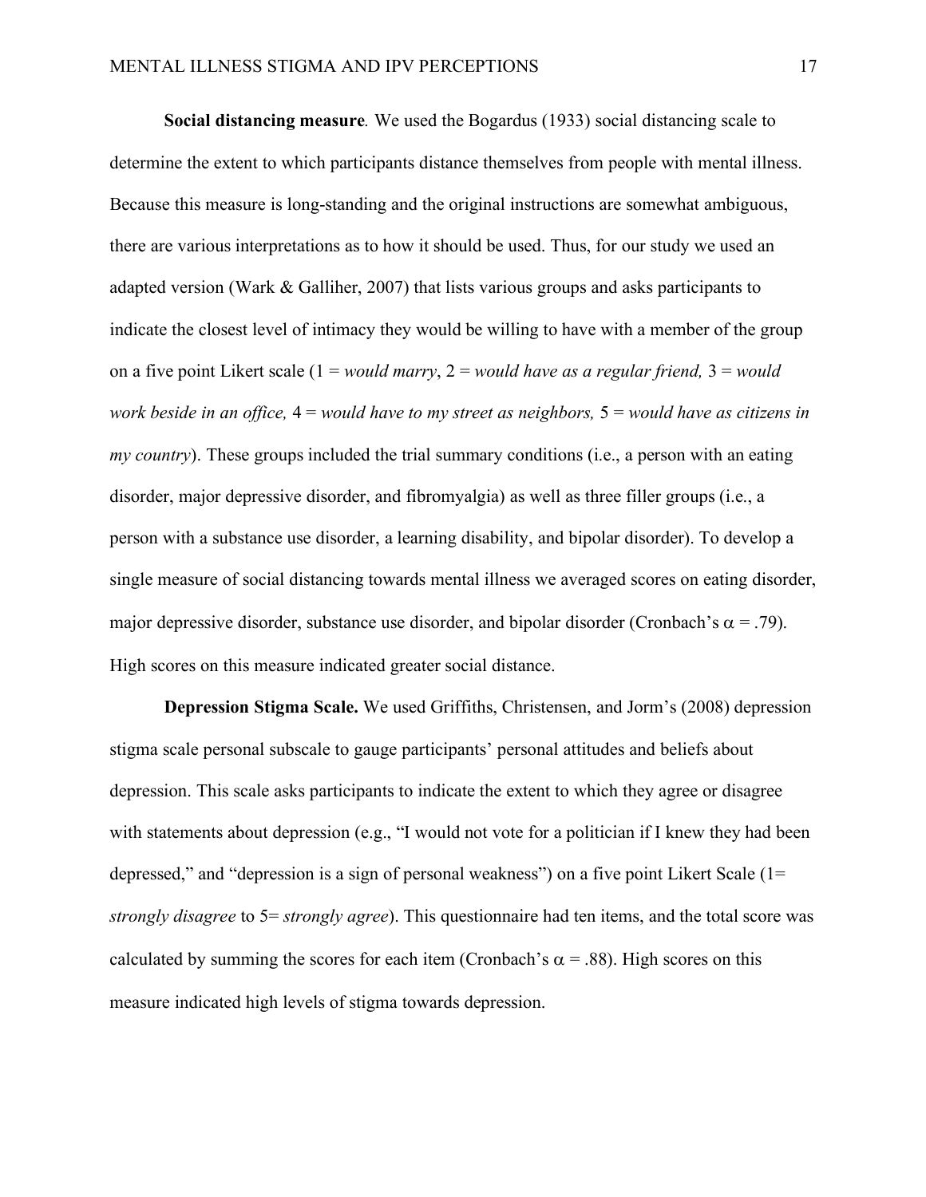**Social distancing measure***.* We used the Bogardus (1933) social distancing scale to determine the extent to which participants distance themselves from people with mental illness. Because this measure is long-standing and the original instructions are somewhat ambiguous, there are various interpretations as to how it should be used. Thus, for our study we used an adapted version (Wark & Galliher, 2007) that lists various groups and asks participants to indicate the closest level of intimacy they would be willing to have with a member of the group on a five point Likert scale (1 = *would marry*, 2 = *would have as a regular friend,* 3 = *would work beside in an office,* 4 = *would have to my street as neighbors,* 5 = *would have as citizens in my country*). These groups included the trial summary conditions (i.e., a person with an eating disorder, major depressive disorder, and fibromyalgia) as well as three filler groups (i.e., a person with a substance use disorder, a learning disability, and bipolar disorder). To develop a single measure of social distancing towards mental illness we averaged scores on eating disorder, major depressive disorder, substance use disorder, and bipolar disorder (Cronbach's $\alpha$ = .79). High scores on this measure indicated greater social distance.

**Depression Stigma Scale.** We used Griffiths, Christensen, and Jorm's (2008) depression stigma scale personal subscale to gauge participants' personal attitudes and beliefs about depression. This scale asks participants to indicate the extent to which they agree or disagree with statements about depression (e.g., "I would not vote for a politician if I knew they had been depressed," and "depression is a sign of personal weakness") on a five point Likert Scale (1= *strongly disagree* to 5= *strongly agree*). This questionnaire had ten items, and the total score was calculated by summing the scores for each item (Cronbach's $\alpha$ = .88). High scores on this measure indicated high levels of stigma towards depression.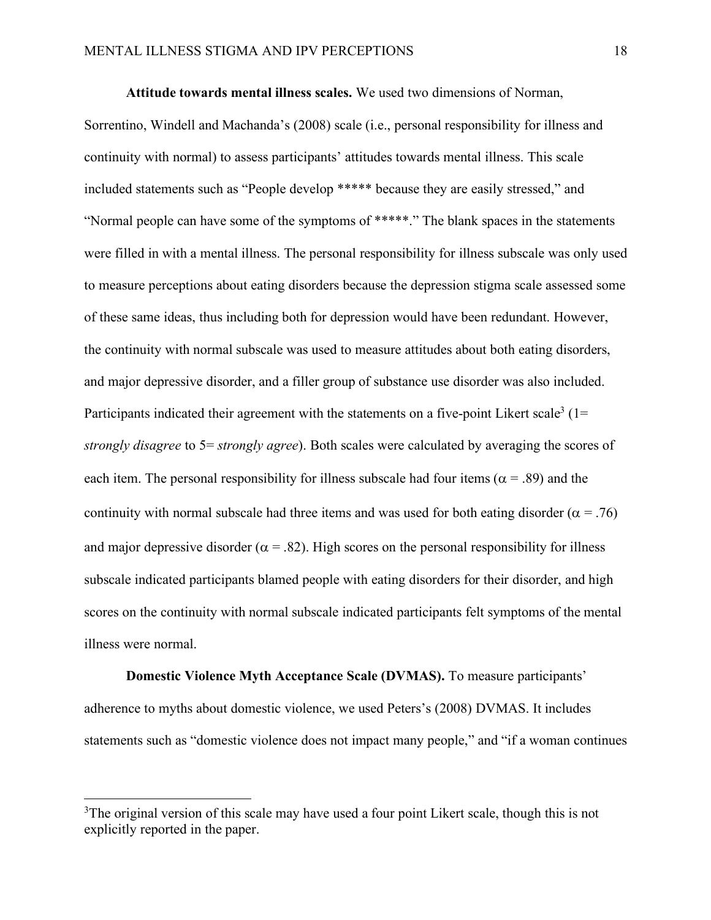**Attitude towards mental illness scales.** We used two dimensions of Norman, Sorrentino, Windell and Machanda's (2008) scale (i.e., personal responsibility for illness and continuity with normal) to assess participants' attitudes towards mental illness. This scale included statements such as "People develop ***** because they are easily stressed," and "Normal people can have some of the symptoms of *****." The blank spaces in the statements were filled in with a mental illness. The personal responsibility for illness subscale was only used to measure perceptions about eating disorders because the depression stigma scale assessed some of these same ideas, thus including both for depression would have been redundant. However, the continuity with normal subscale was used to measure attitudes about both eating disorders, and major depressive disorder, and a filler group of substance use disorder was also included. Participants indicated their agreement with the statements on a five-point Likert scale[3] (1= *strongly disagree* to 5= *strongly agree*). Both scales were calculated by averaging the scores of each item. The personal responsibility for illness subscale had four items ($\alpha$ = .89) and the continuity with normal subscale had three items and was used for both eating disorder ($\alpha$ = .76) and major depressive disorder ($\alpha$ = .82). High scores on the personal responsibility for illness subscale indicated participants blamed people with eating disorders for their disorder, and high scores on the continuity with normal subscale indicated participants felt symptoms of the mental illness were normal.

**Domestic Violence Myth Acceptance Scale (DVMAS).** To measure participants' adherence to myths about domestic violence, we used Peters's (2008) DVMAS. It includes statements such as "domestic violence does not impact many people," and "if a woman continues

---

[3]The original version of this scale may have used a four point Likert scale, though this is not explicitly reported in the paper.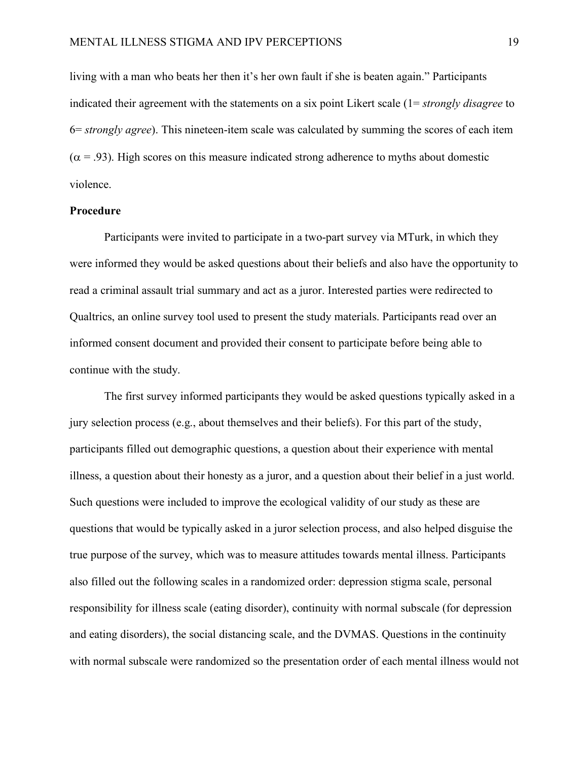living with a man who beats her then it's her own fault if she is beaten again." Participants indicated their agreement with the statements on a six point Likert scale (1= *strongly disagree* to 6= *strongly agree*). This nineteen-item scale was calculated by summing the scores of each item ($\alpha$ = .93). High scores on this measure indicated strong adherence to myths about domestic violence.

**Procedure**

Participants were invited to participate in a two-part survey via MTurk, in which they were informed they would be asked questions about their beliefs and also have the opportunity to read a criminal assault trial summary and act as a juror. Interested parties were redirected to Qualtrics, an online survey tool used to present the study materials. Participants read over an informed consent document and provided their consent to participate before being able to continue with the study.

The first survey informed participants they would be asked questions typically asked in a jury selection process (e.g., about themselves and their beliefs). For this part of the study, participants filled out demographic questions, a question about their experience with mental illness, a question about their honesty as a juror, and a question about their belief in a just world. Such questions were included to improve the ecological validity of our study as these are questions that would be typically asked in a juror selection process, and also helped disguise the true purpose of the survey, which was to measure attitudes towards mental illness. Participants also filled out the following scales in a randomized order: depression stigma scale, personal responsibility for illness scale (eating disorder), continuity with normal subscale (for depression and eating disorders), the social distancing scale, and the DVMAS. Questions in the continuity with normal subscale were randomized so the presentation order of each mental illness would not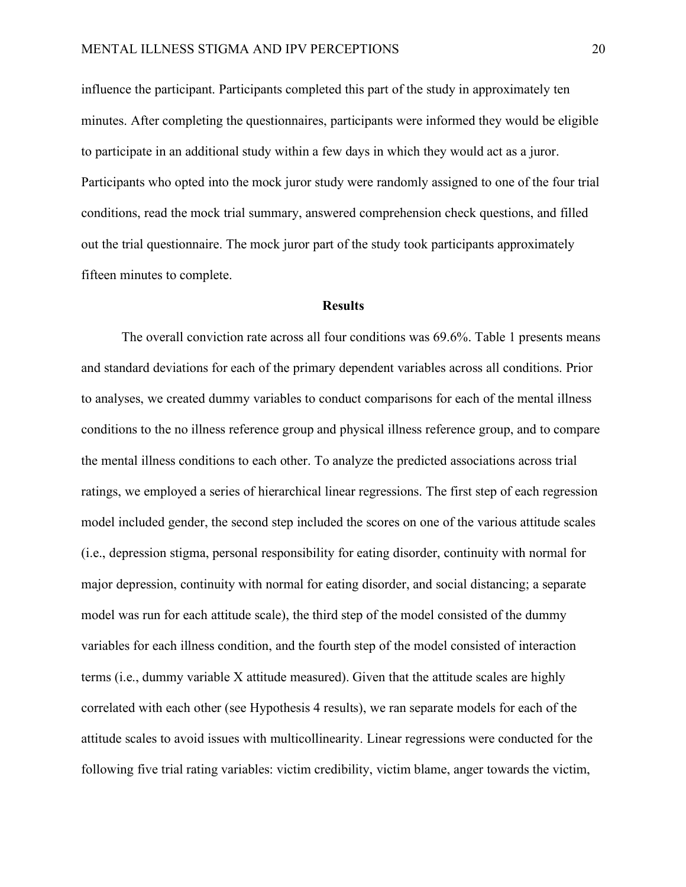influence the participant. Participants completed this part of the study in approximately ten minutes. After completing the questionnaires, participants were informed they would be eligible to participate in an additional study within a few days in which they would act as a juror. Participants who opted into the mock juror study were randomly assigned to one of the four trial conditions, read the mock trial summary, answered comprehension check questions, and filled out the trial questionnaire. The mock juror part of the study took participants approximately fifteen minutes to complete.

## Results

The overall conviction rate across all four conditions was 69.6%. Table 1 presents means and standard deviations for each of the primary dependent variables across all conditions. Prior to analyses, we created dummy variables to conduct comparisons for each of the mental illness conditions to the no illness reference group and physical illness reference group, and to compare the mental illness conditions to each other. To analyze the predicted associations across trial ratings, we employed a series of hierarchical linear regressions. The first step of each regression model included gender, the second step included the scores on one of the various attitude scales (i.e., depression stigma, personal responsibility for eating disorder, continuity with normal for major depression, continuity with normal for eating disorder, and social distancing; a separate model was run for each attitude scale), the third step of the model consisted of the dummy variables for each illness condition, and the fourth step of the model consisted of interaction terms (i.e., dummy variable X attitude measured). Given that the attitude scales are highly correlated with each other (see Hypothesis 4 results), we ran separate models for each of the attitude scales to avoid issues with multicollinearity. Linear regressions were conducted for the following five trial rating variables: victim credibility, victim blame, anger towards the victim,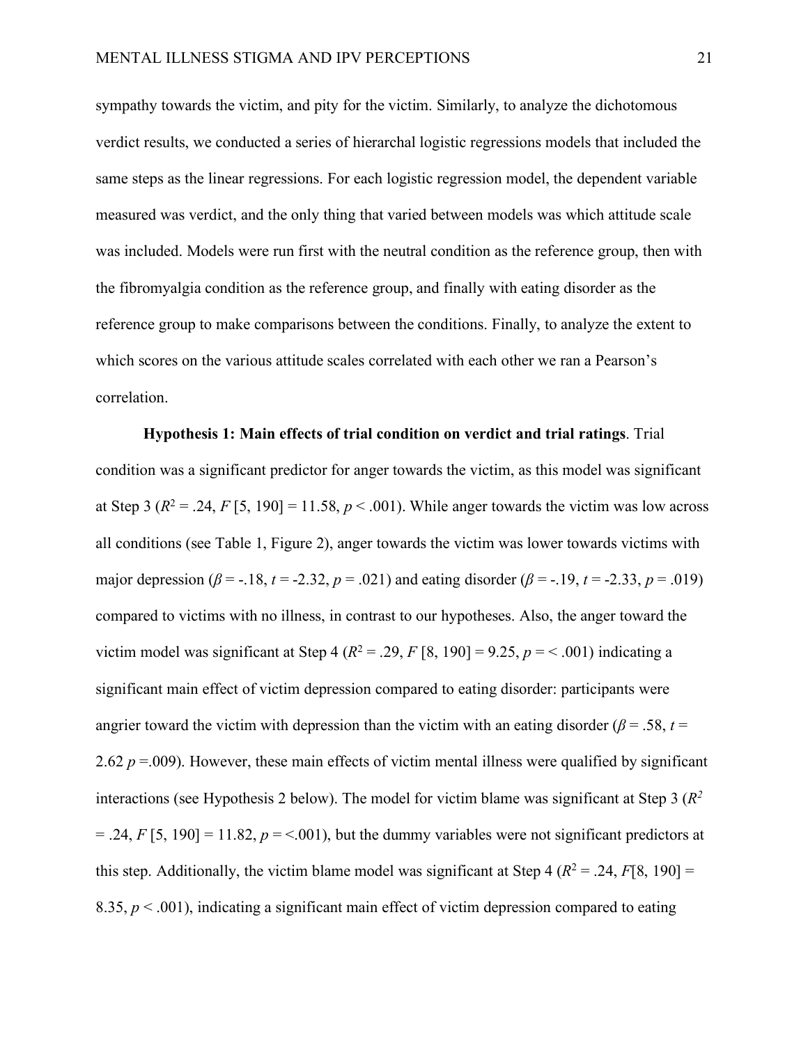sympathy towards the victim, and pity for the victim. Similarly, to analyze the dichotomous verdict results, we conducted a series of hierarchal logistic regressions models that included the same steps as the linear regressions. For each logistic regression model, the dependent variable measured was verdict, and the only thing that varied between models was which attitude scale was included. Models were run first with the neutral condition as the reference group, then with the fibromyalgia condition as the reference group, and finally with eating disorder as the reference group to make comparisons between the conditions. Finally, to analyze the extent to which scores on the various attitude scales correlated with each other we ran a Pearson's correlation.

**Hypothesis 1: Main effects of trial condition on verdict and trial ratings**. Trial condition was a significant predictor for anger towards the victim, as this model was significant at Step 3 ($R^2 = .24$, $F$ [5, 190] = 11.58, $p < .001$). While anger towards the victim was low across all conditions (see Table 1, Figure 2), anger towards the victim was lower towards victims with major depression ($\beta = -.18$, $t = -2.32$, $p = .021$) and eating disorder ($\beta = -.19$, $t = -2.33$, $p = .019$) compared to victims with no illness, in contrast to our hypotheses. Also, the anger toward the victim model was significant at Step 4 ($R^2 = .29$, $F$ [8, 190] = 9.25, $p = < .001$) indicating a significant main effect of victim depression compared to eating disorder: participants were angrier toward the victim with depression than the victim with an eating disorder ($\beta = .58$, $t = 2.62$ $p = .009$). However, these main effects of victim mental illness were qualified by significant interactions (see Hypothesis 2 below). The model for victim blame was significant at Step 3 ($R^2 = .24$, $F$ [5, 190] = 11.82, $p = <.001$), but the dummy variables were not significant predictors at this step. Additionally, the victim blame model was significant at Step 4 ($R^2 = .24$, $F$[8, 190] = 8.35, $p < .001$), indicating a significant main effect of victim depression compared to eating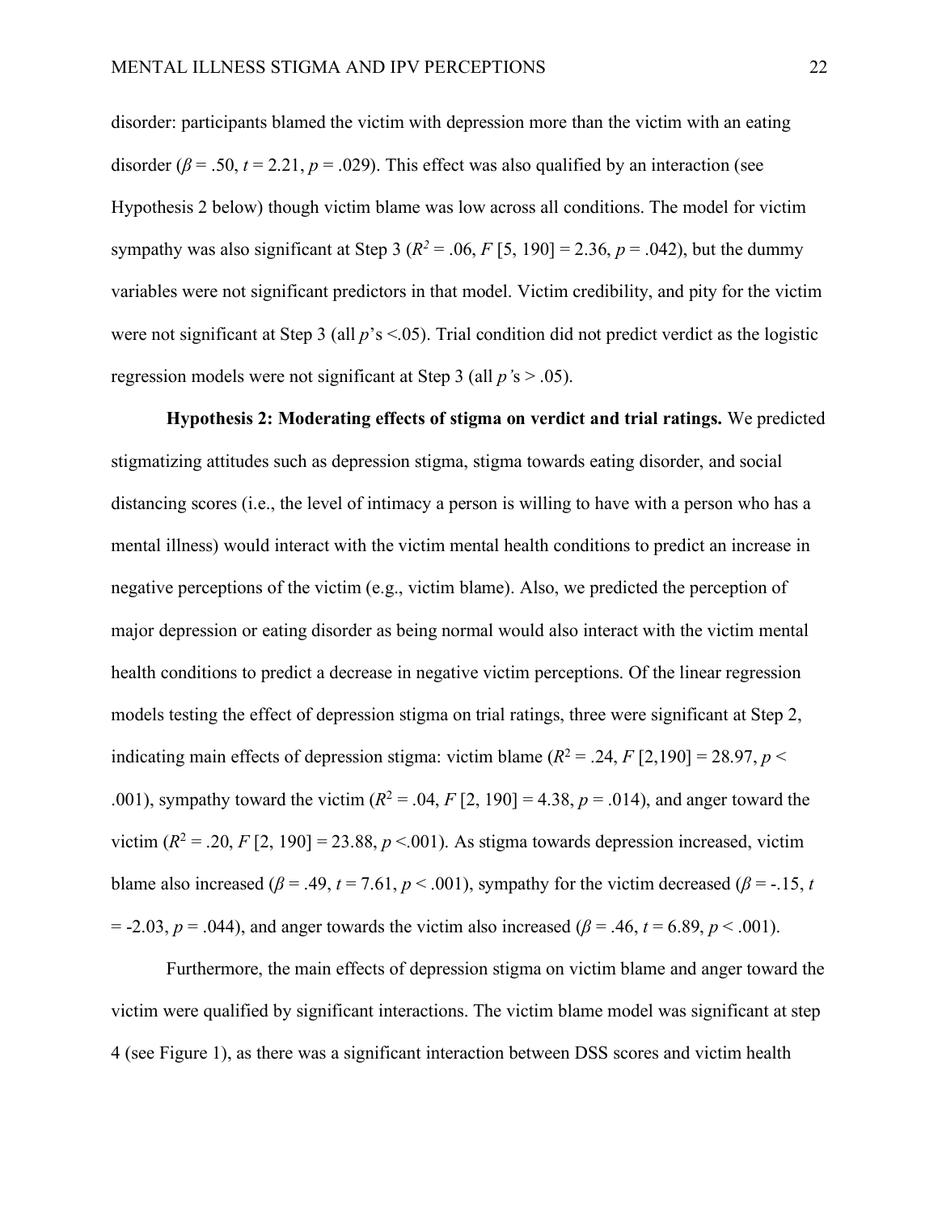disorder: participants blamed the victim with depression more than the victim with an eating disorder ($\beta = .50$, $t = 2.21$, $p = .029$). This effect was also qualified by an interaction (see Hypothesis 2 below) though victim blame was low across all conditions. The model for victim sympathy was also significant at Step 3 ($R^2 = .06$, $F$ [5, 190] = 2.36, $p = .042$), but the dummy variables were not significant predictors in that model. Victim credibility, and pity for the victim were not significant at Step 3 (all $p$'s <.05). Trial condition did not predict verdict as the logistic regression models were not significant at Step 3 (all $p$'s > .05).

**Hypothesis 2: Moderating effects of stigma on verdict and trial ratings.** We predicted stigmatizing attitudes such as depression stigma, stigma towards eating disorder, and social distancing scores (i.e., the level of intimacy a person is willing to have with a person who has a mental illness) would interact with the victim mental health conditions to predict an increase in negative perceptions of the victim (e.g., victim blame). Also, we predicted the perception of major depression or eating disorder as being normal would also interact with the victim mental health conditions to predict a decrease in negative victim perceptions. Of the linear regression models testing the effect of depression stigma on trial ratings, three were significant at Step 2, indicating main effects of depression stigma: victim blame ($R^2 = .24$, $F$ [2,190] = 28.97, $p <$ .001), sympathy toward the victim ($R^2 = .04$, $F$ [2, 190] = 4.38, $p = .014$), and anger toward the victim ($R^2 = .20$, $F$ [2, 190] = 23.88, $p$ <.001). As stigma towards depression increased, victim blame also increased ($\beta = .49$, $t = 7.61$, $p < .001$), sympathy for the victim decreased ($\beta = -.15$, $t = -2.03$, $p = .044$), and anger towards the victim also increased ($\beta = .46$, $t = 6.89$, $p < .001$).

Furthermore, the main effects of depression stigma on victim blame and anger toward the victim were qualified by significant interactions. The victim blame model was significant at step 4 (see Figure 1), as there was a significant interaction between DSS scores and victim health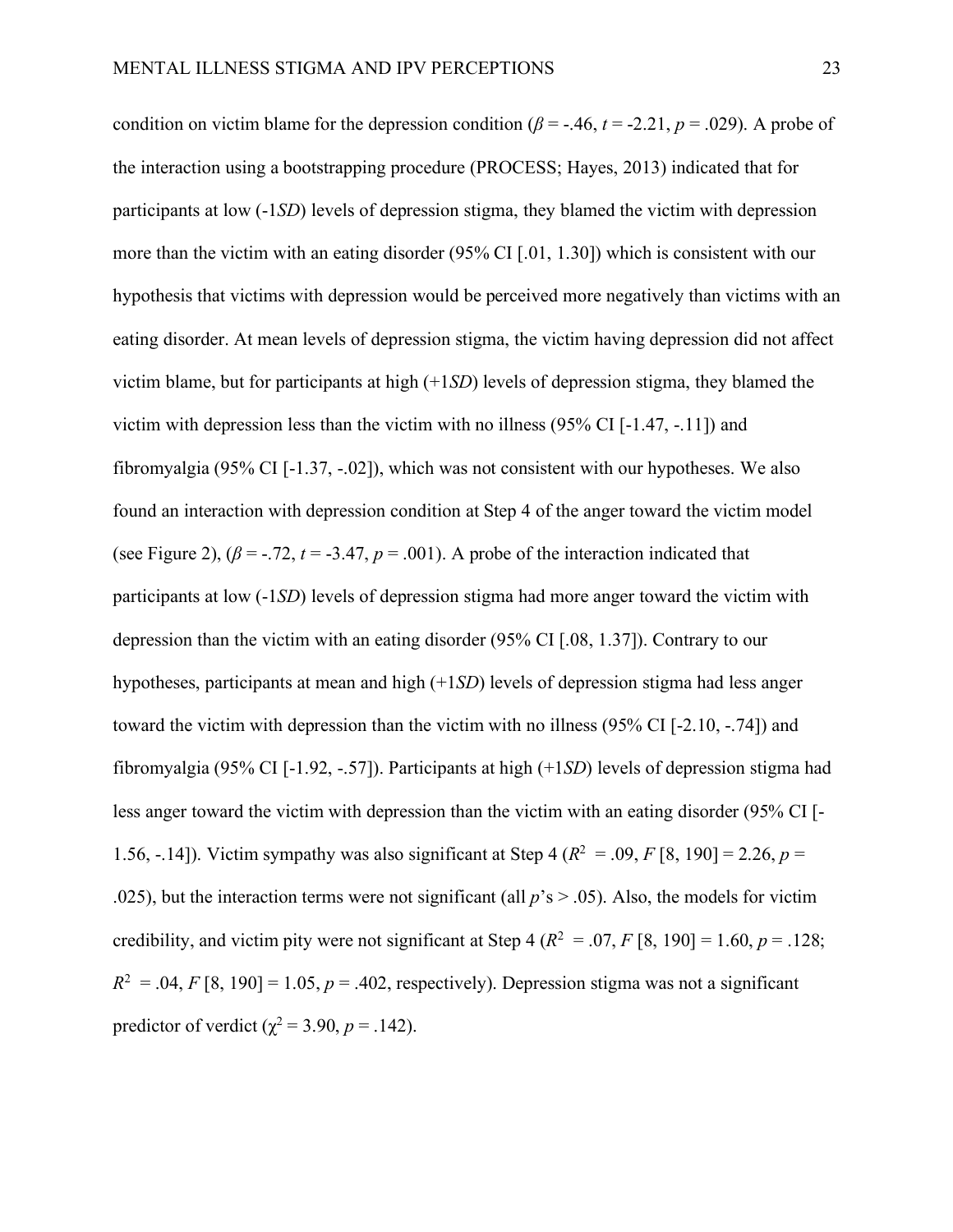condition on victim blame for the depression condition ($\beta$ = -.46, $t$ = -2.21, $p$ = .029). A probe of the interaction using a bootstrapping procedure (PROCESS; Hayes, 2013) indicated that for participants at low (-1*SD*) levels of depression stigma, they blamed the victim with depression more than the victim with an eating disorder (95% CI [.01, 1.30]) which is consistent with our hypothesis that victims with depression would be perceived more negatively than victims with an eating disorder. At mean levels of depression stigma, the victim having depression did not affect victim blame, but for participants at high (+1*SD*) levels of depression stigma, they blamed the victim with depression less than the victim with no illness (95% CI [-1.47, -.11]) and fibromyalgia (95% CI [-1.37, -.02]), which was not consistent with our hypotheses. We also found an interaction with depression condition at Step 4 of the anger toward the victim model (see Figure 2), ($\beta$ = -.72, $t$ = -3.47, $p$ = .001). A probe of the interaction indicated that participants at low (-1*SD*) levels of depression stigma had more anger toward the victim with depression than the victim with an eating disorder (95% CI [.08, 1.37]). Contrary to our hypotheses, participants at mean and high (+1*SD*) levels of depression stigma had less anger toward the victim with depression than the victim with no illness (95% CI [-2.10, -.74]) and fibromyalgia (95% CI [-1.92, -.57]). Participants at high (+1*SD*) levels of depression stigma had less anger toward the victim with depression than the victim with an eating disorder (95% CI [-1.56, -.14]). Victim sympathy was also significant at Step 4 ($R^2$ = .09, $F$ [8, 190] = 2.26, $p$ = .025), but the interaction terms were not significant (all $p$'s > .05). Also, the models for victim credibility, and victim pity were not significant at Step 4 ($R^2$ = .07, $F$ [8, 190] = 1.60, $p$ = .128; $R^2$ = .04, $F$ [8, 190] = 1.05, $p$ = .402, respectively). Depression stigma was not a significant predictor of verdict ($\chi^2$ = 3.90, $p$ = .142).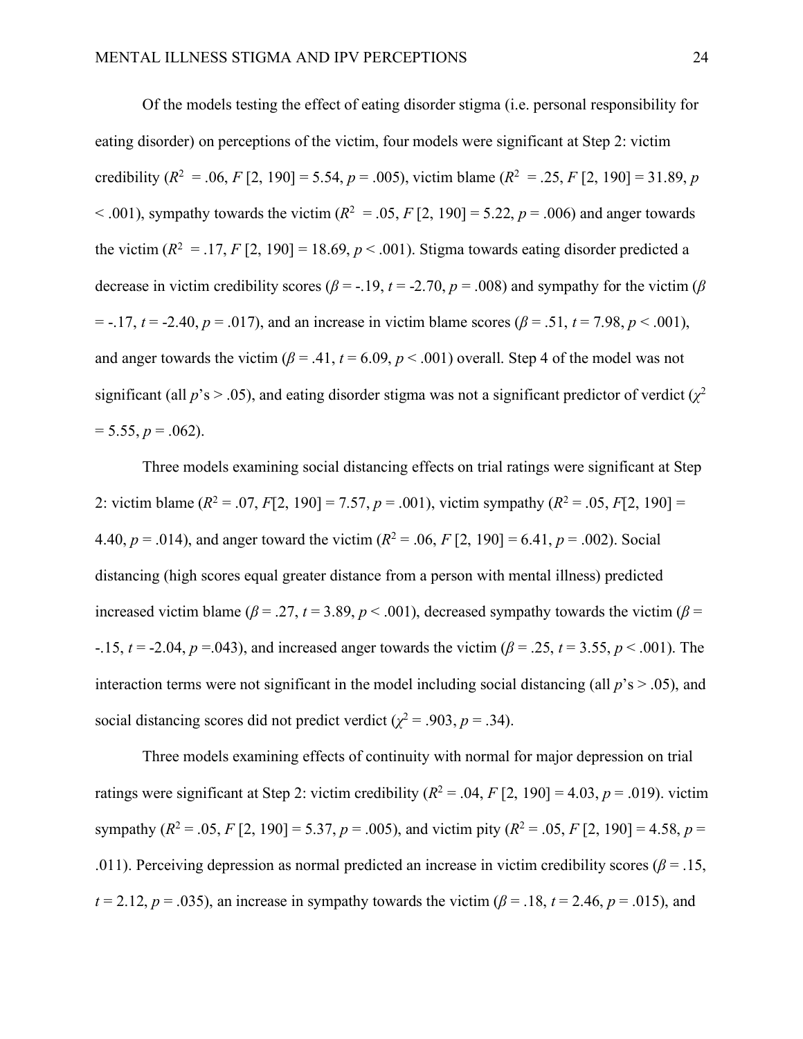Of the models testing the effect of eating disorder stigma (i.e. personal responsibility for eating disorder) on perceptions of the victim, four models were significant at Step 2: victim credibility ($R^2 = .06$, $F$ [2, 190] = 5.54, $p = .005$), victim blame ($R^2 = .25$, $F$ [2, 190] = 31.89, $p < .001$), sympathy towards the victim ($R^2 = .05$, $F$ [2, 190] = 5.22, $p = .006$) and anger towards the victim ($R^2 = .17$, $F$ [2, 190] = 18.69, $p < .001$). Stigma towards eating disorder predicted a decrease in victim credibility scores ($\beta = -.19$, $t = -2.70$, $p = .008$) and sympathy for the victim ($\beta = -.17$, $t = -2.40$, $p = .017$), and an increase in victim blame scores ($\beta = .51$, $t = 7.98$, $p < .001$), and anger towards the victim ($\beta = .41$, $t = 6.09$, $p < .001$) overall. Step 4 of the model was not significant (all $p$'s > .05), and eating disorder stigma was not a significant predictor of verdict ($\chi^2 = 5.55$, $p = .062$).

Three models examining social distancing effects on trial ratings were significant at Step 2: victim blame ($R^2 = .07$, $F$[2, 190] = 7.57, $p = .001$), victim sympathy ($R^2 = .05$, $F$[2, 190] = 4.40, $p = .014$), and anger toward the victim ($R^2 = .06$, $F$ [2, 190] = 6.41, $p = .002$). Social distancing (high scores equal greater distance from a person with mental illness) predicted increased victim blame ($\beta = .27$, $t = 3.89$, $p < .001$), decreased sympathy towards the victim ($\beta = -.15$, $t = -2.04$, $p = .043$), and increased anger towards the victim ($\beta = .25$, $t = 3.55$, $p < .001$). The interaction terms were not significant in the model including social distancing (all $p$'s > .05), and social distancing scores did not predict verdict ($\chi^2 = .903$, $p = .34$).

Three models examining effects of continuity with normal for major depression on trial ratings were significant at Step 2: victim credibility ($R^2 = .04$, $F$ [2, 190] = 4.03, $p = .019$). victim sympathy ($R^2 = .05$, $F$ [2, 190] = 5.37, $p = .005$), and victim pity ($R^2 = .05$, $F$ [2, 190] = 4.58, $p = .011$). Perceiving depression as normal predicted an increase in victim credibility scores ($\beta = .15$, $t = 2.12$, $p = .035$), an increase in sympathy towards the victim ($\beta = .18$, $t = 2.46$, $p = .015$), and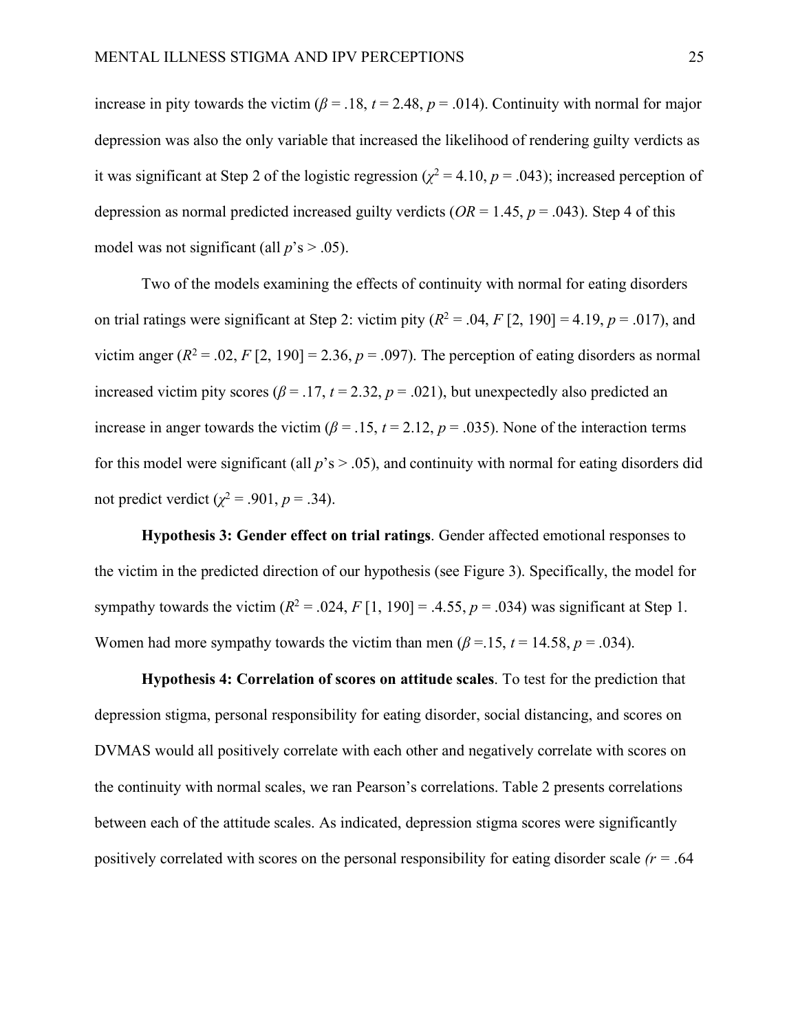increase in pity towards the victim ($\beta$ = .18, $t$ = 2.48, $p$ = .014). Continuity with normal for major depression was also the only variable that increased the likelihood of rendering guilty verdicts as it was significant at Step 2 of the logistic regression ($\chi^2$ = 4.10, $p$ = .043); increased perception of depression as normal predicted increased guilty verdicts ($OR$ = 1.45, $p$ = .043). Step 4 of this model was not significant (all $p$'s > .05).

Two of the models examining the effects of continuity with normal for eating disorders on trial ratings were significant at Step 2: victim pity ($R^2$ = .04, $F$ [2, 190] = 4.19, $p$ = .017), and victim anger ($R^2$ = .02, $F$ [2, 190] = 2.36, $p$ = .097). The perception of eating disorders as normal increased victim pity scores ($\beta$ = .17, $t$ = 2.32, $p$ = .021), but unexpectedly also predicted an increase in anger towards the victim ($\beta$ = .15, $t$ = 2.12, $p$ = .035). None of the interaction terms for this model were significant (all $p$'s > .05), and continuity with normal for eating disorders did not predict verdict ($\chi^2$ = .901, $p$ = .34).

**Hypothesis 3: Gender effect on trial ratings**. Gender affected emotional responses to the victim in the predicted direction of our hypothesis (see Figure 3). Specifically, the model for sympathy towards the victim ($R^2$ = .024, $F$ [1, 190] = .4.55, $p$ = .034) was significant at Step 1. Women had more sympathy towards the victim than men ($\beta$ =.15, $t$ = 14.58, $p$ = .034).

**Hypothesis 4: Correlation of scores on attitude scales**. To test for the prediction that depression stigma, personal responsibility for eating disorder, social distancing, and scores on DVMAS would all positively correlate with each other and negatively correlate with scores on the continuity with normal scales, we ran Pearson's correlations. Table 2 presents correlations between each of the attitude scales. As indicated, depression stigma scores were significantly positively correlated with scores on the personal responsibility for eating disorder scale *(r* = .64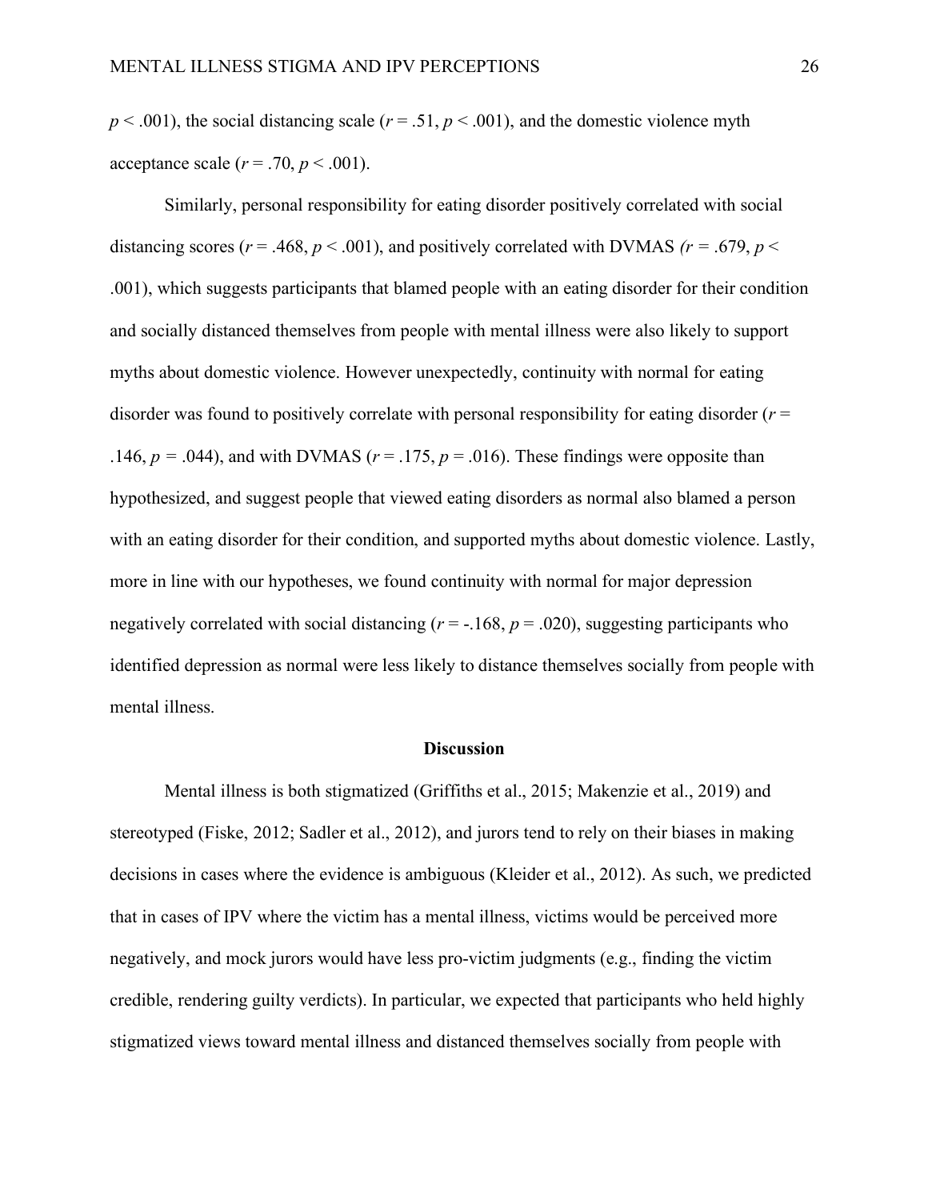$p < .001$), the social distancing scale ($r = .51$, $p < .001$), and the domestic violence myth acceptance scale ($r = .70$, $p < .001$).

Similarly, personal responsibility for eating disorder positively correlated with social distancing scores ($r = .468$, $p < .001$), and positively correlated with DVMAS ($r = .679$, $p < .001$), which suggests participants that blamed people with an eating disorder for their condition and socially distanced themselves from people with mental illness were also likely to support myths about domestic violence. However unexpectedly, continuity with normal for eating disorder was found to positively correlate with personal responsibility for eating disorder ($r = .146$, $p = .044$), and with DVMAS ($r = .175$, $p = .016$). These findings were opposite than hypothesized, and suggest people that viewed eating disorders as normal also blamed a person with an eating disorder for their condition, and supported myths about domestic violence. Lastly, more in line with our hypotheses, we found continuity with normal for major depression negatively correlated with social distancing ($r = -.168$, $p = .020$), suggesting participants who identified depression as normal were less likely to distance themselves socially from people with mental illness.

## Discussion

Mental illness is both stigmatized (Griffiths et al., 2015; Makenzie et al., 2019) and stereotyped (Fiske, 2012; Sadler et al., 2012), and jurors tend to rely on their biases in making decisions in cases where the evidence is ambiguous (Kleider et al., 2012). As such, we predicted that in cases of IPV where the victim has a mental illness, victims would be perceived more negatively, and mock jurors would have less pro-victim judgments (e.g., finding the victim credible, rendering guilty verdicts). In particular, we expected that participants who held highly stigmatized views toward mental illness and distanced themselves socially from people with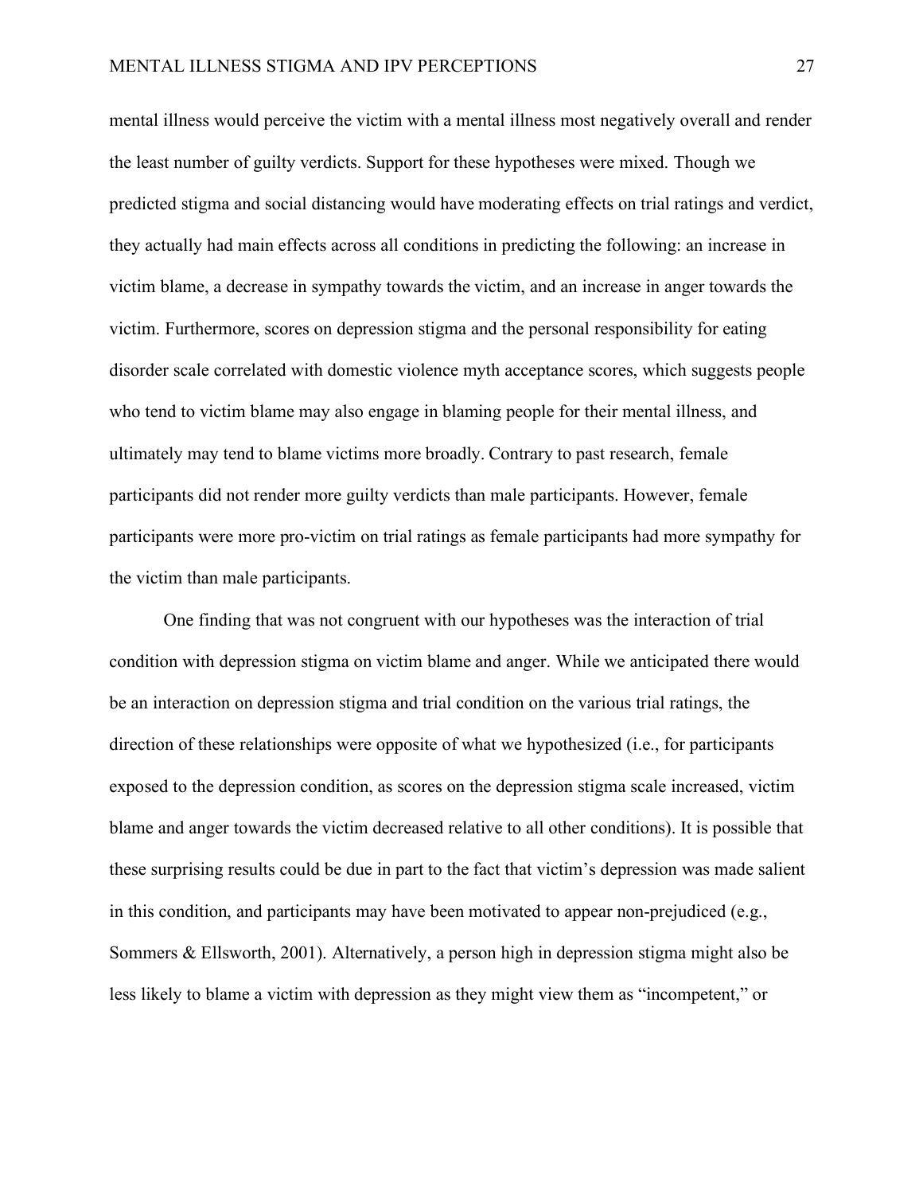mental illness would perceive the victim with a mental illness most negatively overall and render the least number of guilty verdicts. Support for these hypotheses were mixed. Though we predicted stigma and social distancing would have moderating effects on trial ratings and verdict, they actually had main effects across all conditions in predicting the following: an increase in victim blame, a decrease in sympathy towards the victim, and an increase in anger towards the victim. Furthermore, scores on depression stigma and the personal responsibility for eating disorder scale correlated with domestic violence myth acceptance scores, which suggests people who tend to victim blame may also engage in blaming people for their mental illness, and ultimately may tend to blame victims more broadly. Contrary to past research, female participants did not render more guilty verdicts than male participants. However, female participants were more pro-victim on trial ratings as female participants had more sympathy for the victim than male participants.

One finding that was not congruent with our hypotheses was the interaction of trial condition with depression stigma on victim blame and anger. While we anticipated there would be an interaction on depression stigma and trial condition on the various trial ratings, the direction of these relationships were opposite of what we hypothesized (i.e., for participants exposed to the depression condition, as scores on the depression stigma scale increased, victim blame and anger towards the victim decreased relative to all other conditions). It is possible that these surprising results could be due in part to the fact that victim's depression was made salient in this condition, and participants may have been motivated to appear non-prejudiced (e.g., Sommers & Ellsworth, 2001). Alternatively, a person high in depression stigma might also be less likely to blame a victim with depression as they might view them as "incompetent," or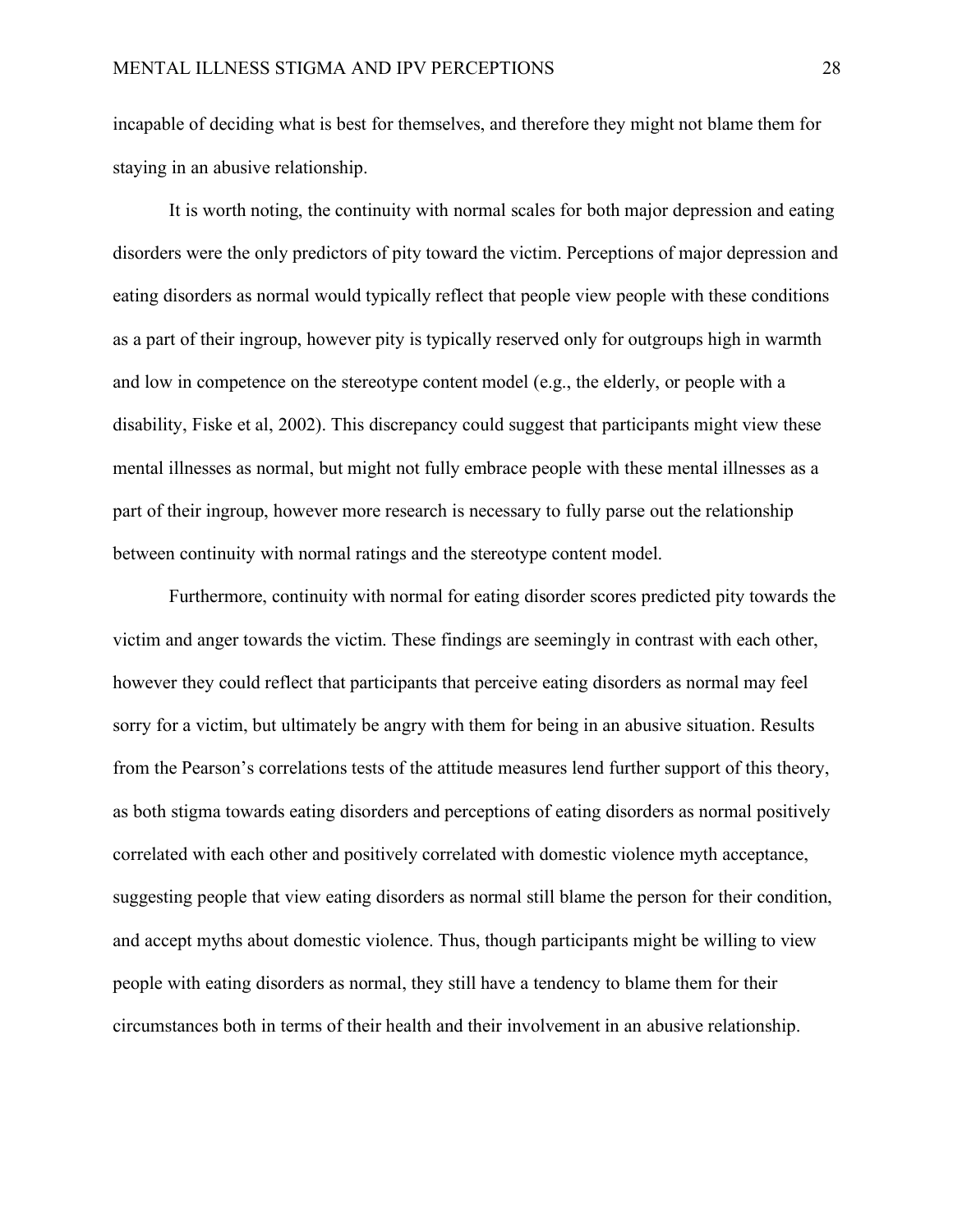incapable of deciding what is best for themselves, and therefore they might not blame them for staying in an abusive relationship.

It is worth noting, the continuity with normal scales for both major depression and eating disorders were the only predictors of pity toward the victim. Perceptions of major depression and eating disorders as normal would typically reflect that people view people with these conditions as a part of their ingroup, however pity is typically reserved only for outgroups high in warmth and low in competence on the stereotype content model (e.g., the elderly, or people with a disability, Fiske et al, 2002). This discrepancy could suggest that participants might view these mental illnesses as normal, but might not fully embrace people with these mental illnesses as a part of their ingroup, however more research is necessary to fully parse out the relationship between continuity with normal ratings and the stereotype content model.

Furthermore, continuity with normal for eating disorder scores predicted pity towards the victim and anger towards the victim. These findings are seemingly in contrast with each other, however they could reflect that participants that perceive eating disorders as normal may feel sorry for a victim, but ultimately be angry with them for being in an abusive situation. Results from the Pearson's correlations tests of the attitude measures lend further support of this theory, as both stigma towards eating disorders and perceptions of eating disorders as normal positively correlated with each other and positively correlated with domestic violence myth acceptance, suggesting people that view eating disorders as normal still blame the person for their condition, and accept myths about domestic violence. Thus, though participants might be willing to view people with eating disorders as normal, they still have a tendency to blame them for their circumstances both in terms of their health and their involvement in an abusive relationship.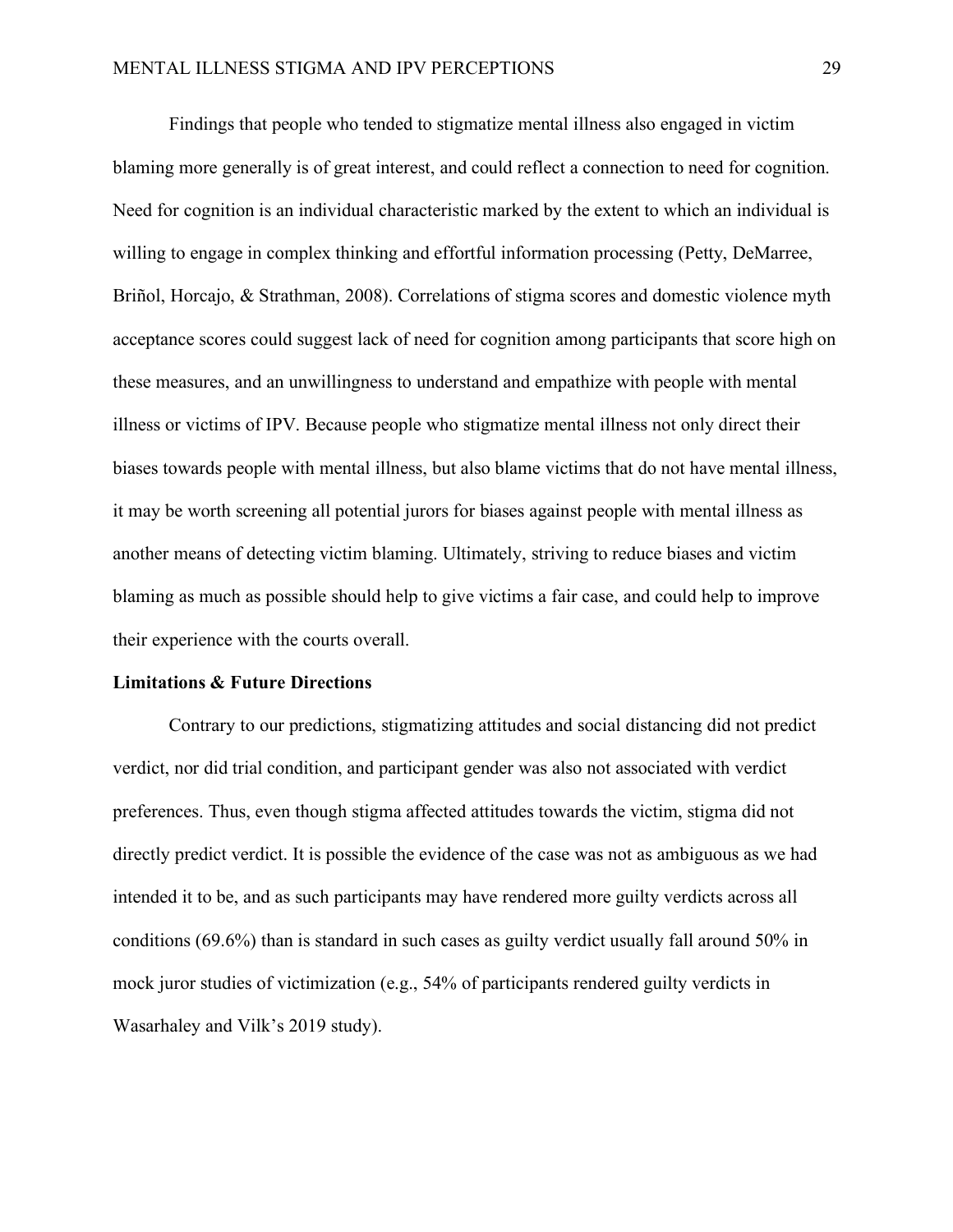Findings that people who tended to stigmatize mental illness also engaged in victim blaming more generally is of great interest, and could reflect a connection to need for cognition. Need for cognition is an individual characteristic marked by the extent to which an individual is willing to engage in complex thinking and effortful information processing (Petty, DeMarree, Briñol, Horcajo, & Strathman, 2008). Correlations of stigma scores and domestic violence myth acceptance scores could suggest lack of need for cognition among participants that score high on these measures, and an unwillingness to understand and empathize with people with mental illness or victims of IPV. Because people who stigmatize mental illness not only direct their biases towards people with mental illness, but also blame victims that do not have mental illness, it may be worth screening all potential jurors for biases against people with mental illness as another means of detecting victim blaming. Ultimately, striving to reduce biases and victim blaming as much as possible should help to give victims a fair case, and could help to improve their experience with the courts overall.

**Limitations & Future Directions**

Contrary to our predictions, stigmatizing attitudes and social distancing did not predict verdict, nor did trial condition, and participant gender was also not associated with verdict preferences. Thus, even though stigma affected attitudes towards the victim, stigma did not directly predict verdict. It is possible the evidence of the case was not as ambiguous as we had intended it to be, and as such participants may have rendered more guilty verdicts across all conditions (69.6%) than is standard in such cases as guilty verdict usually fall around 50% in mock juror studies of victimization (e.g., 54% of participants rendered guilty verdicts in Wasarhaley and Vilk's 2019 study).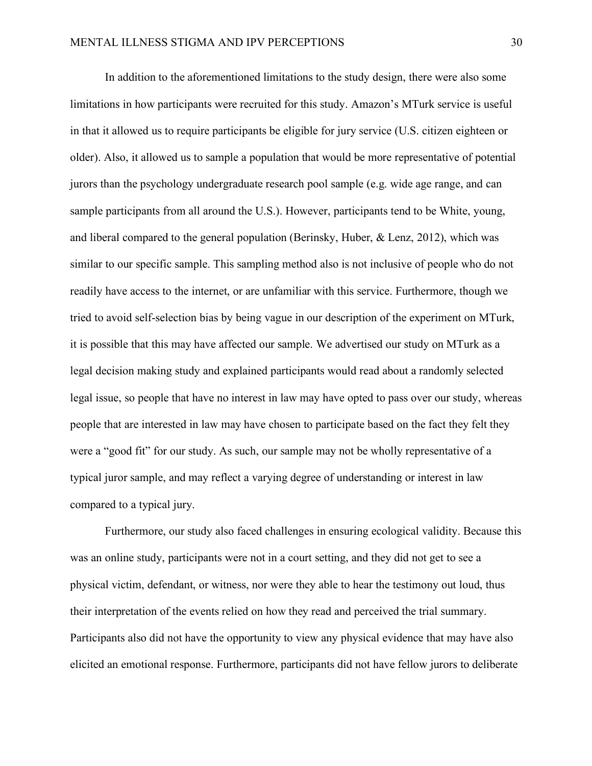In addition to the aforementioned limitations to the study design, there were also some limitations in how participants were recruited for this study. Amazon's MTurk service is useful in that it allowed us to require participants be eligible for jury service (U.S. citizen eighteen or older). Also, it allowed us to sample a population that would be more representative of potential jurors than the psychology undergraduate research pool sample (e.g. wide age range, and can sample participants from all around the U.S.). However, participants tend to be White, young, and liberal compared to the general population (Berinsky, Huber, & Lenz, 2012), which was similar to our specific sample. This sampling method also is not inclusive of people who do not readily have access to the internet, or are unfamiliar with this service. Furthermore, though we tried to avoid self-selection bias by being vague in our description of the experiment on MTurk, it is possible that this may have affected our sample. We advertised our study on MTurk as a legal decision making study and explained participants would read about a randomly selected legal issue, so people that have no interest in law may have opted to pass over our study, whereas people that are interested in law may have chosen to participate based on the fact they felt they were a "good fit" for our study. As such, our sample may not be wholly representative of a typical juror sample, and may reflect a varying degree of understanding or interest in law compared to a typical jury.

Furthermore, our study also faced challenges in ensuring ecological validity. Because this was an online study, participants were not in a court setting, and they did not get to see a physical victim, defendant, or witness, nor were they able to hear the testimony out loud, thus their interpretation of the events relied on how they read and perceived the trial summary. Participants also did not have the opportunity to view any physical evidence that may have also elicited an emotional response. Furthermore, participants did not have fellow jurors to deliberate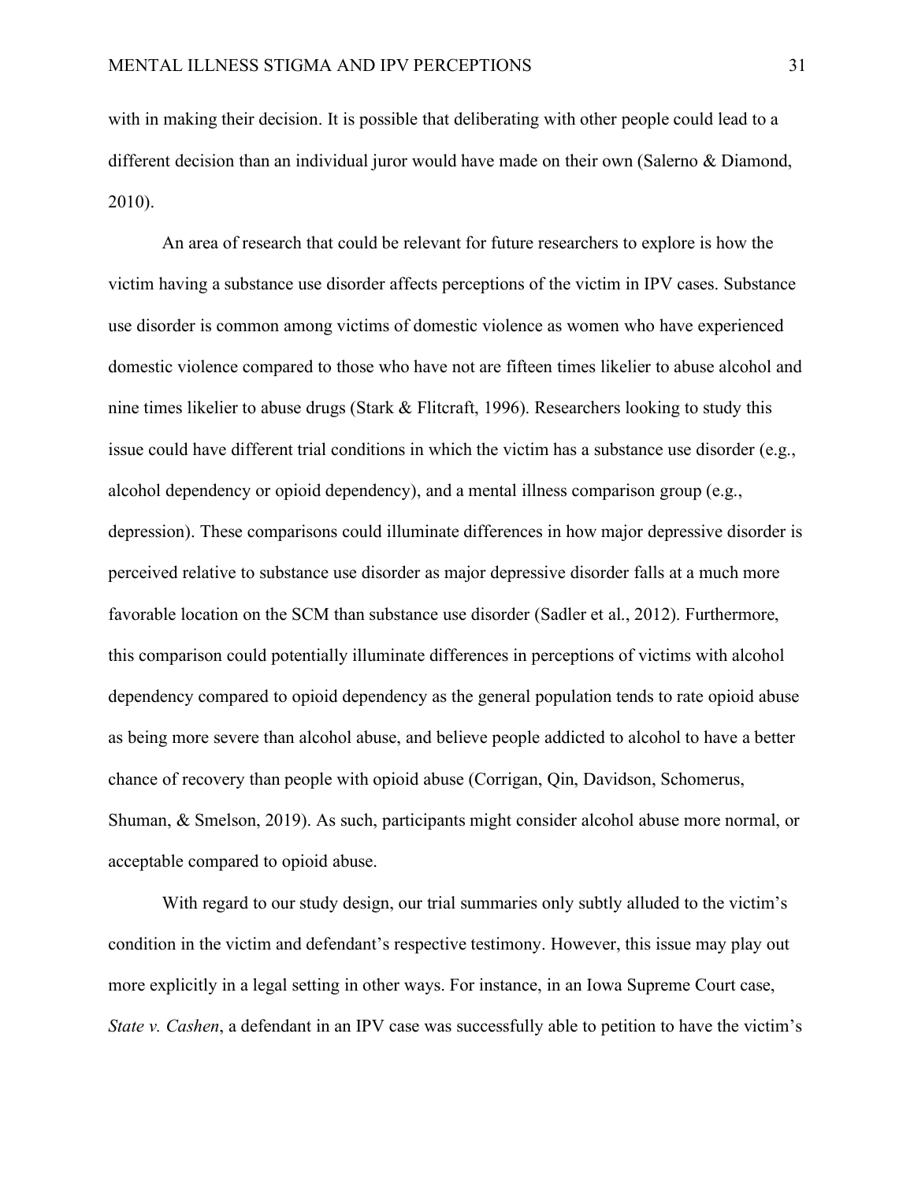with in making their decision. It is possible that deliberating with other people could lead to a different decision than an individual juror would have made on their own (Salerno & Diamond, 2010).

An area of research that could be relevant for future researchers to explore is how the victim having a substance use disorder affects perceptions of the victim in IPV cases. Substance use disorder is common among victims of domestic violence as women who have experienced domestic violence compared to those who have not are fifteen times likelier to abuse alcohol and nine times likelier to abuse drugs (Stark & Flitcraft, 1996). Researchers looking to study this issue could have different trial conditions in which the victim has a substance use disorder (e.g., alcohol dependency or opioid dependency), and a mental illness comparison group (e.g., depression). These comparisons could illuminate differences in how major depressive disorder is perceived relative to substance use disorder as major depressive disorder falls at a much more favorable location on the SCM than substance use disorder (Sadler et al., 2012). Furthermore, this comparison could potentially illuminate differences in perceptions of victims with alcohol dependency compared to opioid dependency as the general population tends to rate opioid abuse as being more severe than alcohol abuse, and believe people addicted to alcohol to have a better chance of recovery than people with opioid abuse (Corrigan, Qin, Davidson, Schomerus, Shuman, & Smelson, 2019). As such, participants might consider alcohol abuse more normal, or acceptable compared to opioid abuse.

With regard to our study design, our trial summaries only subtly alluded to the victim's condition in the victim and defendant's respective testimony. However, this issue may play out more explicitly in a legal setting in other ways. For instance, in an Iowa Supreme Court case, *State v. Cashen*, a defendant in an IPV case was successfully able to petition to have the victim's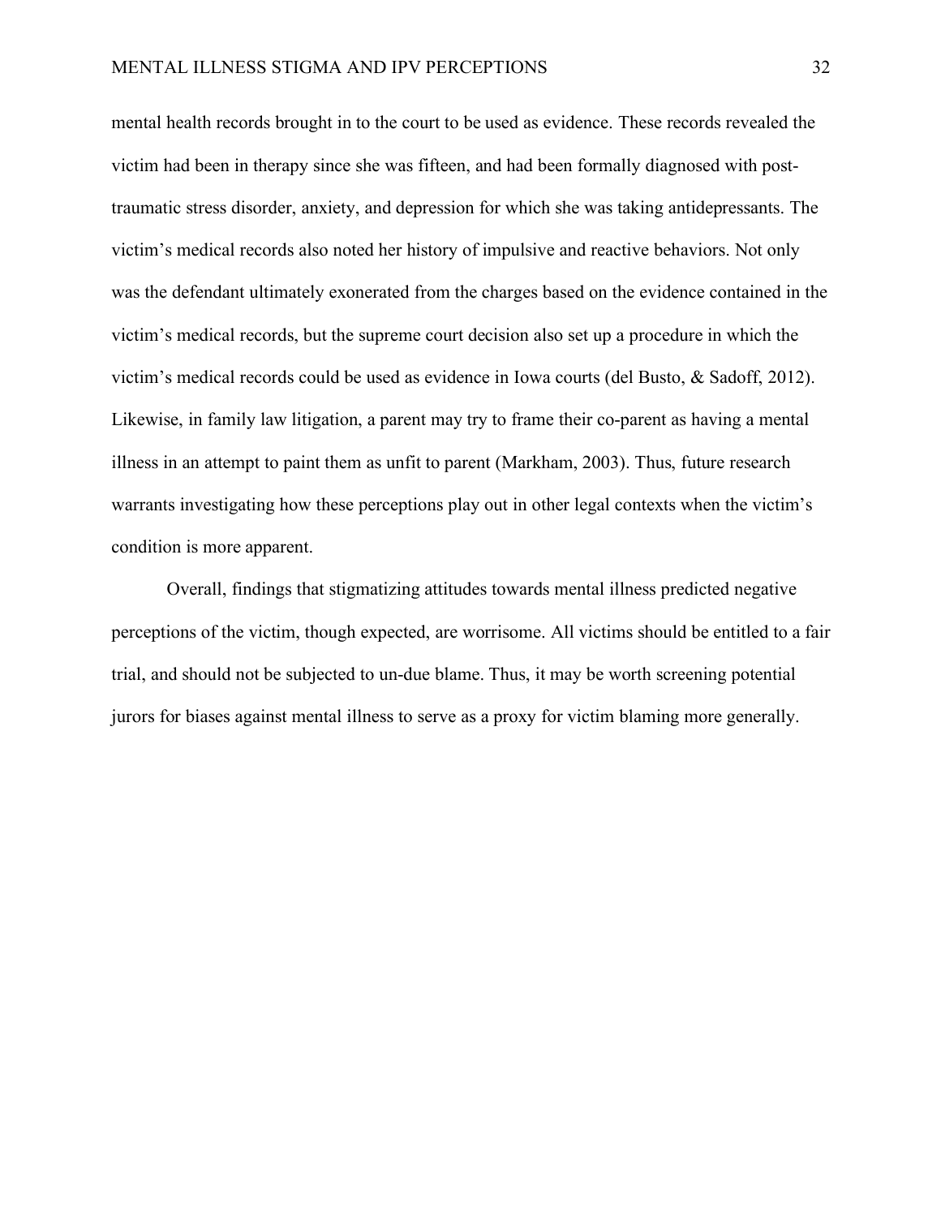mental health records brought in to the court to be used as evidence. These records revealed the victim had been in therapy since she was fifteen, and had been formally diagnosed with post-traumatic stress disorder, anxiety, and depression for which she was taking antidepressants. The victim's medical records also noted her history of impulsive and reactive behaviors. Not only was the defendant ultimately exonerated from the charges based on the evidence contained in the victim's medical records, but the supreme court decision also set up a procedure in which the victim's medical records could be used as evidence in Iowa courts (del Busto, & Sadoff, 2012). Likewise, in family law litigation, a parent may try to frame their co-parent as having a mental illness in an attempt to paint them as unfit to parent (Markham, 2003). Thus, future research warrants investigating how these perceptions play out in other legal contexts when the victim's condition is more apparent.

Overall, findings that stigmatizing attitudes towards mental illness predicted negative perceptions of the victim, though expected, are worrisome. All victims should be entitled to a fair trial, and should not be subjected to un-due blame. Thus, it may be worth screening potential jurors for biases against mental illness to serve as a proxy for victim blaming more generally.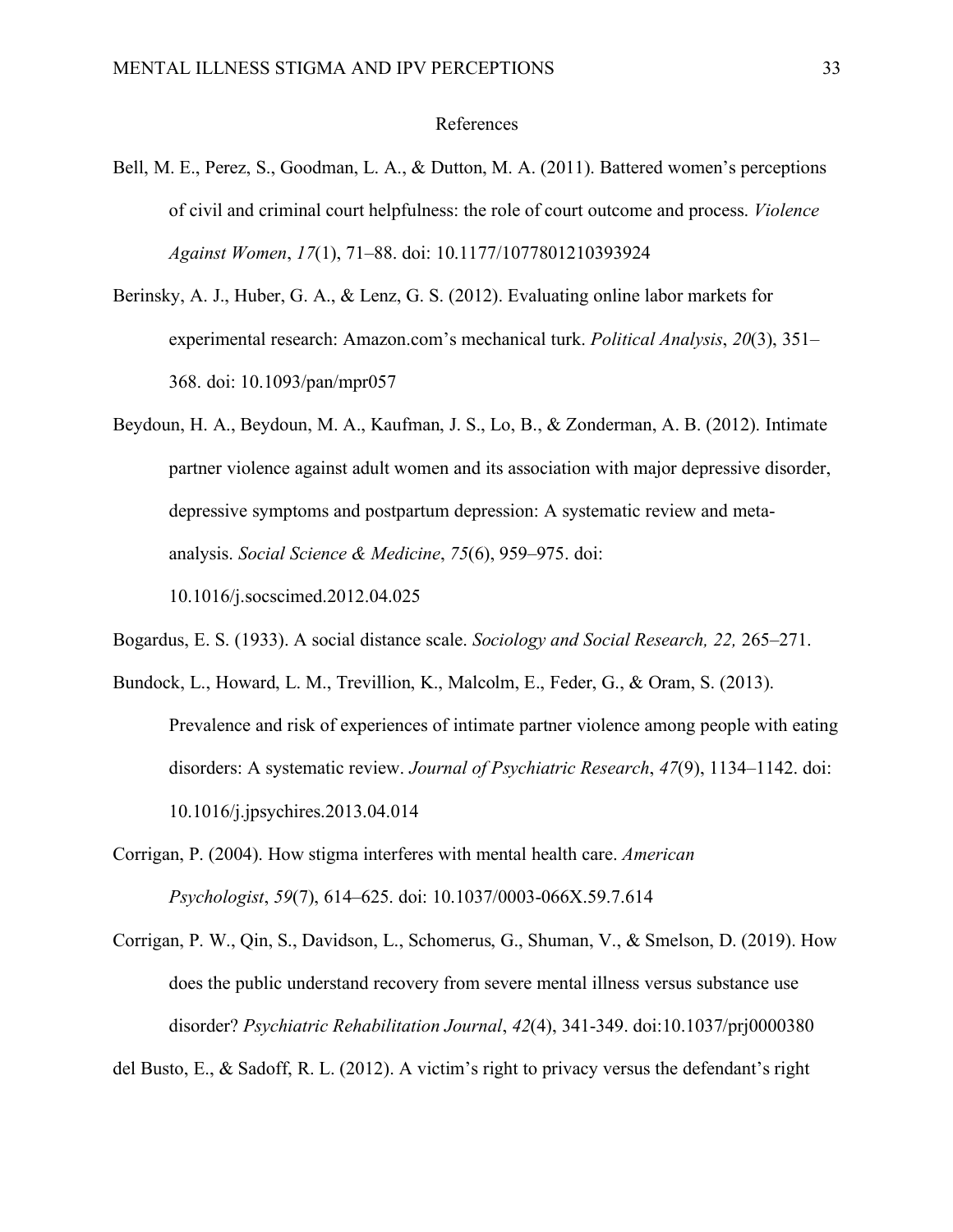# References

Bell, M. E., Perez, S., Goodman, L. A., & Dutton, M. A. (2011). Battered women's perceptions of civil and criminal court helpfulness: the role of court outcome and process. *Violence Against Women*, *17*(1), 71–88. doi: 10.1177/1077801210393924

Berinsky, A. J., Huber, G. A., & Lenz, G. S. (2012). Evaluating online labor markets for experimental research: Amazon.com's mechanical turk. *Political Analysis*, *20*(3), 351–368. doi: 10.1093/pan/mpr057

Beydoun, H. A., Beydoun, M. A., Kaufman, J. S., Lo, B., & Zonderman, A. B. (2012). Intimate partner violence against adult women and its association with major depressive disorder, depressive symptoms and postpartum depression: A systematic review and meta-analysis. *Social Science & Medicine*, *75*(6), 959–975. doi: 10.1016/j.socscimed.2012.04.025

Bogardus, E. S. (1933). A social distance scale. *Sociology and Social Research, 22,* 265–271.

Bundock, L., Howard, L. M., Trevillion, K., Malcolm, E., Feder, G., & Oram, S. (2013). Prevalence and risk of experiences of intimate partner violence among people with eating disorders: A systematic review. *Journal of Psychiatric Research*, *47*(9), 1134–1142. doi: 10.1016/j.jpsychires.2013.04.014

Corrigan, P. (2004). How stigma interferes with mental health care. *American Psychologist*, *59*(7), 614–625. doi: 10.1037/0003-066X.59.7.614

Corrigan, P. W., Qin, S., Davidson, L., Schomerus, G., Shuman, V., & Smelson, D. (2019). How does the public understand recovery from severe mental illness versus substance use disorder? *Psychiatric Rehabilitation Journal*, *42*(4), 341-349. doi:10.1037/prj0000380

del Busto, E., & Sadoff, R. L. (2012). A victim's right to privacy versus the defendant's right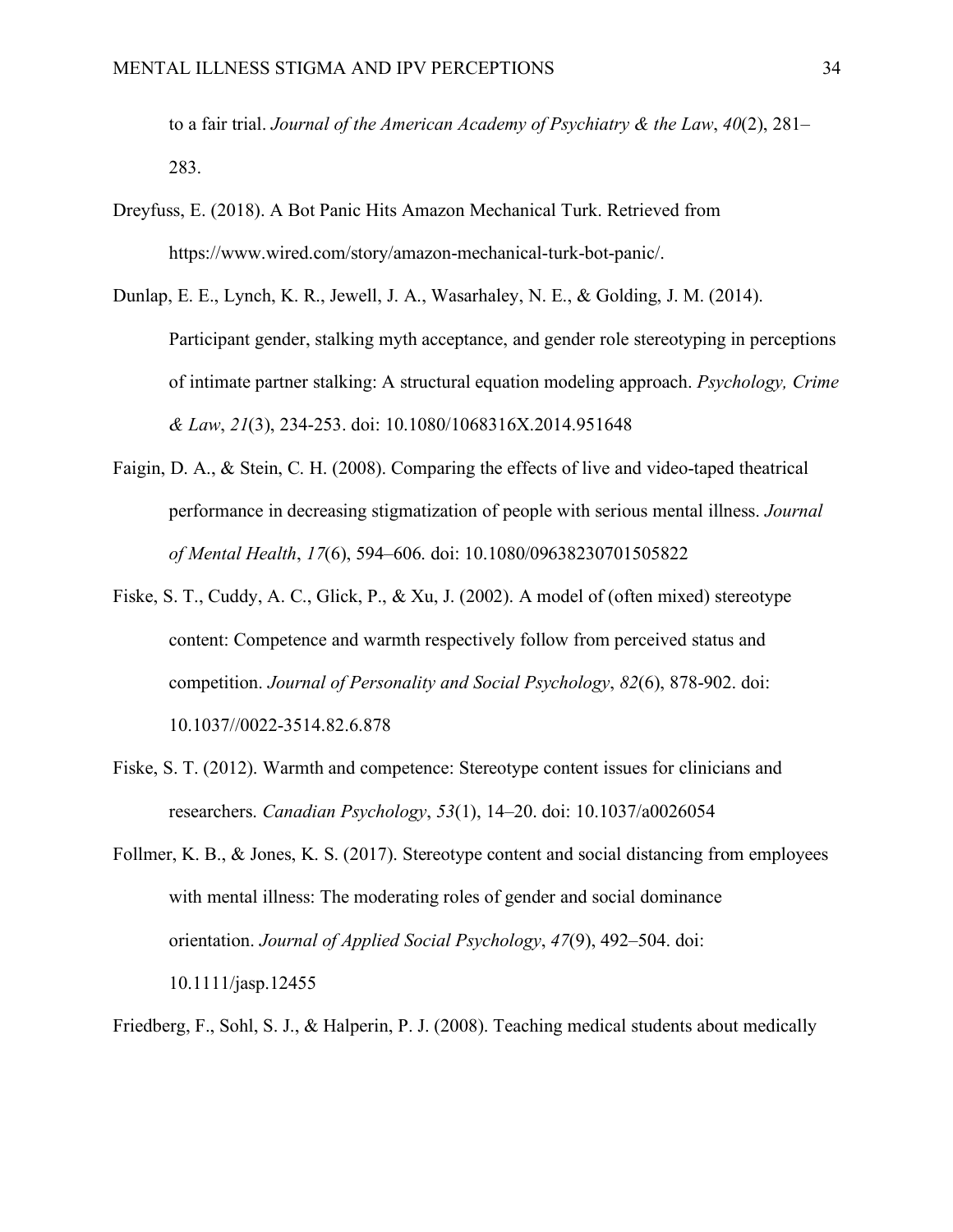to a fair trial. *Journal of the American Academy of Psychiatry & the Law*, *40*(2), 281–283.

Dreyfuss, E. (2018). A Bot Panic Hits Amazon Mechanical Turk. Retrieved from https://www.wired.com/story/amazon-mechanical-turk-bot-panic/.

Dunlap, E. E., Lynch, K. R., Jewell, J. A., Wasarhaley, N. E., & Golding, J. M. (2014). Participant gender, stalking myth acceptance, and gender role stereotyping in perceptions of intimate partner stalking: A structural equation modeling approach. *Psychology, Crime & Law*, *21*(3), 234-253. doi: 10.1080/1068316X.2014.951648

Faigin, D. A., & Stein, C. H. (2008). Comparing the effects of live and video-taped theatrical performance in decreasing stigmatization of people with serious mental illness. *Journal of Mental Health*, *17*(6), 594–606. doi: 10.1080/09638230701505822

Fiske, S. T., Cuddy, A. C., Glick, P., & Xu, J. (2002). A model of (often mixed) stereotype content: Competence and warmth respectively follow from perceived status and competition. *Journal of Personality and Social Psychology*, *82*(6), 878-902. doi: 10.1037//0022-3514.82.6.878

Fiske, S. T. (2012). Warmth and competence: Stereotype content issues for clinicians and researchers. *Canadian Psychology*, *53*(1), 14–20. doi: 10.1037/a0026054

Follmer, K. B., & Jones, K. S. (2017). Stereotype content and social distancing from employees with mental illness: The moderating roles of gender and social dominance orientation. *Journal of Applied Social Psychology*, *47*(9), 492–504. doi: 10.1111/jasp.12455

Friedberg, F., Sohl, S. J., & Halperin, P. J. (2008). Teaching medical students about medically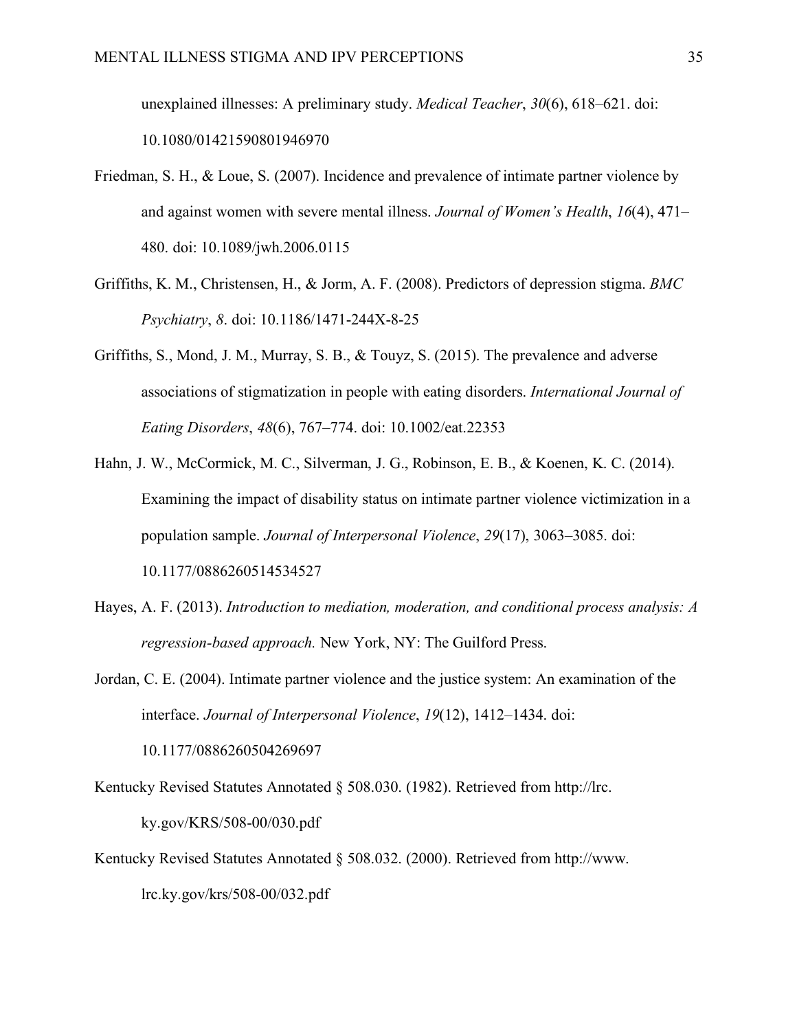unexplained illnesses: A preliminary study. *Medical Teacher*, *30*(6), 618–621. doi: 10.1080/01421590801946970

Friedman, S. H., & Loue, S. (2007). Incidence and prevalence of intimate partner violence by and against women with severe mental illness. *Journal of Women's Health*, *16*(4), 471–480. doi: 10.1089/jwh.2006.0115

Griffiths, K. M., Christensen, H., & Jorm, A. F. (2008). Predictors of depression stigma. *BMC Psychiatry*, *8*. doi: 10.1186/1471-244X-8-25

Griffiths, S., Mond, J. M., Murray, S. B., & Touyz, S. (2015). The prevalence and adverse associations of stigmatization in people with eating disorders. *International Journal of Eating Disorders*, *48*(6), 767–774. doi: 10.1002/eat.22353

Hahn, J. W., McCormick, M. C., Silverman, J. G., Robinson, E. B., & Koenen, K. C. (2014). Examining the impact of disability status on intimate partner violence victimization in a population sample. *Journal of Interpersonal Violence*, *29*(17), 3063–3085. doi: 10.1177/0886260514534527

Hayes, A. F. (2013). *Introduction to mediation, moderation, and conditional process analysis: A regression-based approach.* New York, NY: The Guilford Press.

Jordan, C. E. (2004). Intimate partner violence and the justice system: An examination of the interface. *Journal of Interpersonal Violence*, *19*(12), 1412–1434. doi: 10.1177/0886260504269697

Kentucky Revised Statutes Annotated § 508.030. (1982). Retrieved from http://lrc.ky.gov/KRS/508-00/030.pdf

Kentucky Revised Statutes Annotated § 508.032. (2000). Retrieved from http://www.lrc.ky.gov/krs/508-00/032.pdf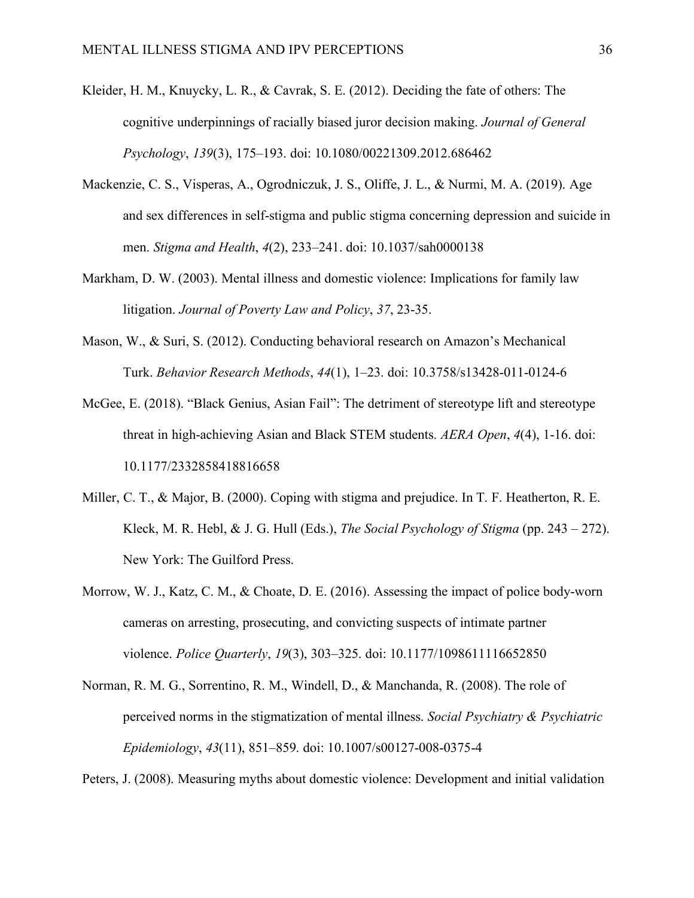Kleider, H. M., Knuycky, L. R., & Cavrak, S. E. (2012). Deciding the fate of others: The cognitive underpinnings of racially biased juror decision making. *Journal of General Psychology*, *139*(3), 175–193. doi: 10.1080/00221309.2012.686462

Mackenzie, C. S., Visperas, A., Ogrodniczuk, J. S., Oliffe, J. L., & Nurmi, M. A. (2019). Age and sex differences in self-stigma and public stigma concerning depression and suicide in men. *Stigma and Health*, *4*(2), 233–241. doi: 10.1037/sah0000138

Markham, D. W. (2003). Mental illness and domestic violence: Implications for family law litigation. *Journal of Poverty Law and Policy*, *37*, 23-35.

Mason, W., & Suri, S. (2012). Conducting behavioral research on Amazon's Mechanical Turk. *Behavior Research Methods*, *44*(1), 1–23. doi: 10.3758/s13428-011-0124-6

McGee, E. (2018). "Black Genius, Asian Fail": The detriment of stereotype lift and stereotype threat in high-achieving Asian and Black STEM students. *AERA Open*, *4*(4), 1-16. doi: 10.1177/2332858418816658

Miller, C. T., & Major, B. (2000). Coping with stigma and prejudice. In T. F. Heatherton, R. E. Kleck, M. R. Hebl, & J. G. Hull (Eds.), *The Social Psychology of Stigma* (pp. 243 – 272). New York: The Guilford Press.

Morrow, W. J., Katz, C. M., & Choate, D. E. (2016). Assessing the impact of police body-worn cameras on arresting, prosecuting, and convicting suspects of intimate partner violence. *Police Quarterly*, *19*(3), 303–325. doi: 10.1177/1098611116652850

Norman, R. M. G., Sorrentino, R. M., Windell, D., & Manchanda, R. (2008). The role of perceived norms in the stigmatization of mental illness. *Social Psychiatry & Psychiatric Epidemiology*, *43*(11), 851–859. doi: 10.1007/s00127-008-0375-4

Peters, J. (2008). Measuring myths about domestic violence: Development and initial validation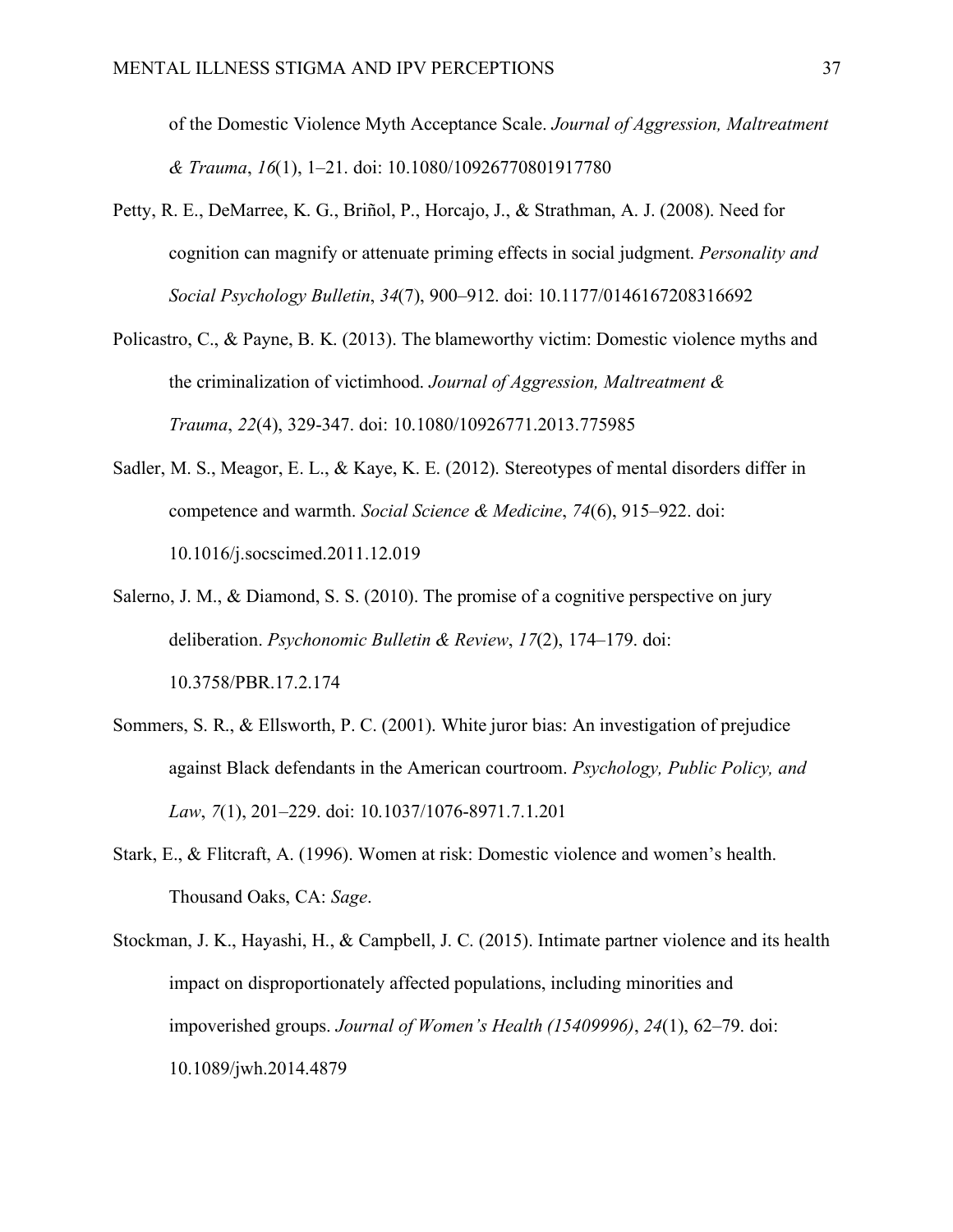of the Domestic Violence Myth Acceptance Scale. *Journal of Aggression, Maltreatment & Trauma*, *16*(1), 1–21. doi: 10.1080/10926770801917780

Petty, R. E., DeMarree, K. G., Briñol, P., Horcajo, J., & Strathman, A. J. (2008). Need for cognition can magnify or attenuate priming effects in social judgment. *Personality and Social Psychology Bulletin*, *34*(7), 900–912. doi: 10.1177/0146167208316692

Policastro, C., & Payne, B. K. (2013). The blameworthy victim: Domestic violence myths and the criminalization of victimhood. *Journal of Aggression, Maltreatment & Trauma*, *22*(4), 329-347. doi: 10.1080/10926771.2013.775985

Sadler, M. S., Meagor, E. L., & Kaye, K. E. (2012). Stereotypes of mental disorders differ in competence and warmth. *Social Science & Medicine*, *74*(6), 915–922. doi: 10.1016/j.socscimed.2011.12.019

Salerno, J. M., & Diamond, S. S. (2010). The promise of a cognitive perspective on jury deliberation. *Psychonomic Bulletin & Review*, *17*(2), 174–179. doi: 10.3758/PBR.17.2.174

Sommers, S. R., & Ellsworth, P. C. (2001). White juror bias: An investigation of prejudice against Black defendants in the American courtroom. *Psychology, Public Policy, and Law*, *7*(1), 201–229. doi: 10.1037/1076-8971.7.1.201

Stark, E., & Flitcraft, A. (1996). Women at risk: Domestic violence and women's health. Thousand Oaks, CA: *Sage*.

Stockman, J. K., Hayashi, H., & Campbell, J. C. (2015). Intimate partner violence and its health impact on disproportionately affected populations, including minorities and impoverished groups. *Journal of Women's Health (15409996)*, *24*(1), 62–79. doi: 10.1089/jwh.2014.4879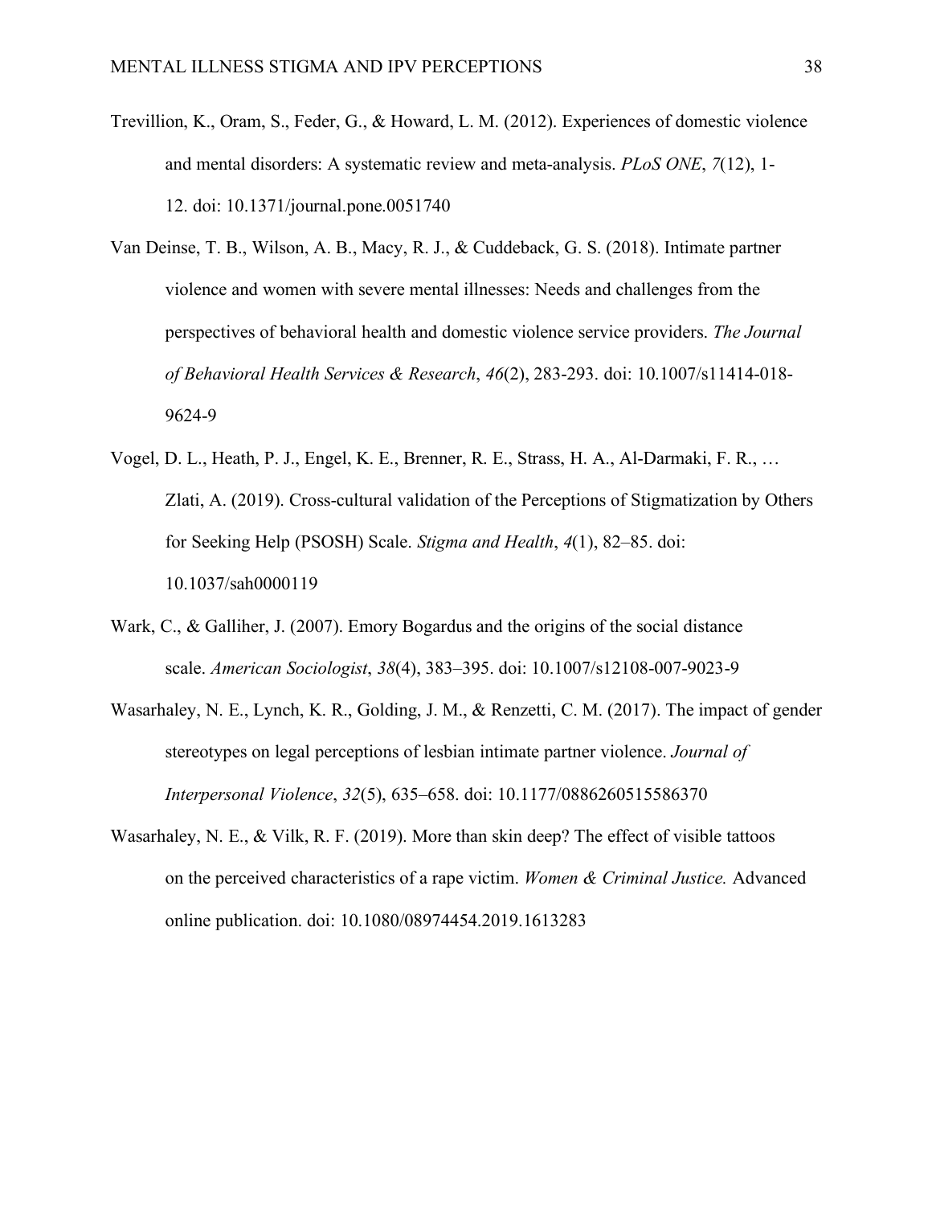Trevillion, K., Oram, S., Feder, G., & Howard, L. M. (2012). Experiences of domestic violence and mental disorders: A systematic review and meta-analysis. *PLoS ONE*, *7*(12), 1-12. doi: 10.1371/journal.pone.0051740

Van Deinse, T. B., Wilson, A. B., Macy, R. J., & Cuddeback, G. S. (2018). Intimate partner violence and women with severe mental illnesses: Needs and challenges from the perspectives of behavioral health and domestic violence service providers. *The Journal of Behavioral Health Services & Research*, *46*(2), 283-293. doi: 10.1007/s11414-018-9624-9

Vogel, D. L., Heath, P. J., Engel, K. E., Brenner, R. E., Strass, H. A., Al-Darmaki, F. R., … Zlati, A. (2019). Cross-cultural validation of the Perceptions of Stigmatization by Others for Seeking Help (PSOSH) Scale. *Stigma and Health*, *4*(1), 82–85. doi: 10.1037/sah0000119

Wark, C., & Galliher, J. (2007). Emory Bogardus and the origins of the social distance scale. *American Sociologist*, *38*(4), 383–395. doi: 10.1007/s12108-007-9023-9

Wasarhaley, N. E., Lynch, K. R., Golding, J. M., & Renzetti, C. M. (2017). The impact of gender stereotypes on legal perceptions of lesbian intimate partner violence. *Journal of Interpersonal Violence*, *32*(5), 635–658. doi: 10.1177/0886260515586370

Wasarhaley, N. E., & Vilk, R. F. (2019). More than skin deep? The effect of visible tattoos on the perceived characteristics of a rape victim. *Women & Criminal Justice.* Advanced online publication. doi: 10.1080/08974454.2019.1613283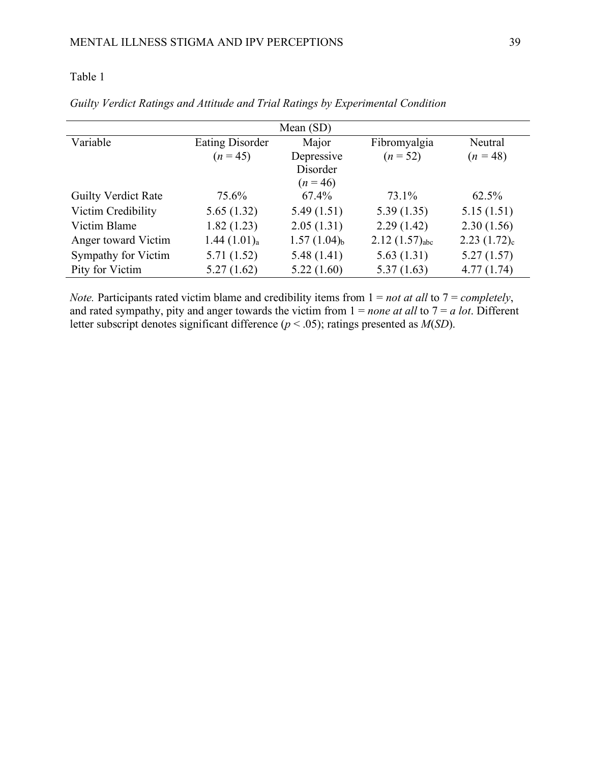Table 1

*Guilty Verdict Ratings and Attitude and Trial Ratings by Experimental Condition*

| | Mean (SD) | | | |
|---|---|---|---|---|
| Variable | Eating Disorder ($n$ = 45) | Major Depressive Disorder ($n$ = 46) | Fibromyalgia ($n$ = 52) | Neutral ($n$ = 48) |
| Guilty Verdict Rate | 75.6% | 67.4% | 73.1% | 62.5% |
| Victim Credibility | 5.65 (1.32) | 5.49 (1.51) | 5.39 (1.35) | 5.15 (1.51) |
| Victim Blame | 1.82 (1.23) | 2.05 (1.31) | 2.29 (1.42) | 2.30 (1.56) |
| Anger toward Victim | 1.44 $(1.01)_a$ | 1.57 $(1.04)_b$ | 2.12 $(1.57)_{abc}$ | 2.23 $(1.72)_c$ |
| Sympathy for Victim | 5.71 (1.52) | 5.48 (1.41) | 5.63 (1.31) | 5.27 (1.57) |
| Pity for Victim | 5.27 (1.62) | 5.22 (1.60) | 5.37 (1.63) | 4.77 (1.74) |

*Note.* Participants rated victim blame and credibility items from 1 = *not at all* to 7 = *completely*, and rated sympathy, pity and anger towards the victim from 1 = *none at all* to 7 = *a lot*. Different letter subscript denotes significant difference ($p < .05$); ratings presented as $M$($SD$).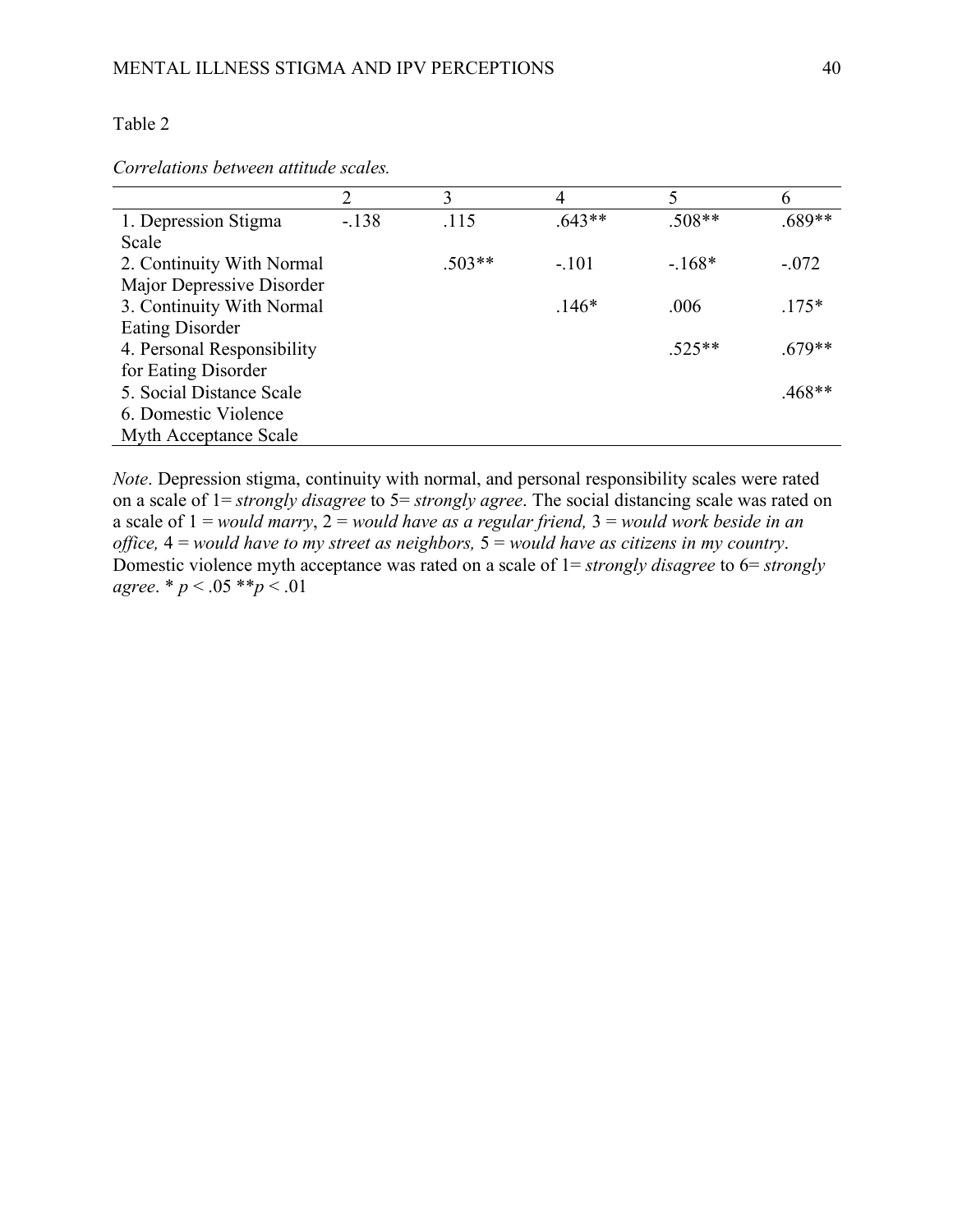Table 2

*Correlations between attitude scales.*

| | 2 | 3 | 4 | 5 | 6 |
|---|---|---|---|---|---|
| 1. Depression Stigma Scale | -.138 | .115 | .643** | .508** | .689** |
| 2. Continuity With Normal Major Depressive Disorder | | .503** | -.101 | -.168* | -.072 |
| 3. Continuity With Normal Eating Disorder | | | .146* | .006 | .175* |
| 4. Personal Responsibility for Eating Disorder | | | | .525** | .679** |
| 5. Social Distance Scale | | | | | .468** |
| 6. Domestic Violence Myth Acceptance Scale | | | | | |

*Note*. Depression stigma, continuity with normal, and personal responsibility scales were rated on a scale of 1= *strongly disagree* to 5= *strongly agree*. The social distancing scale was rated on a scale of 1 = *would marry*, 2 = *would have as a regular friend,* 3 = *would work beside in an office,* 4 = *would have to my street as neighbors,* 5 = *would have as citizens in my country*. Domestic violence myth acceptance was rated on a scale of 1= *strongly disagree* to 6= *strongly agree*. * $p < .05$ ** $p < .01$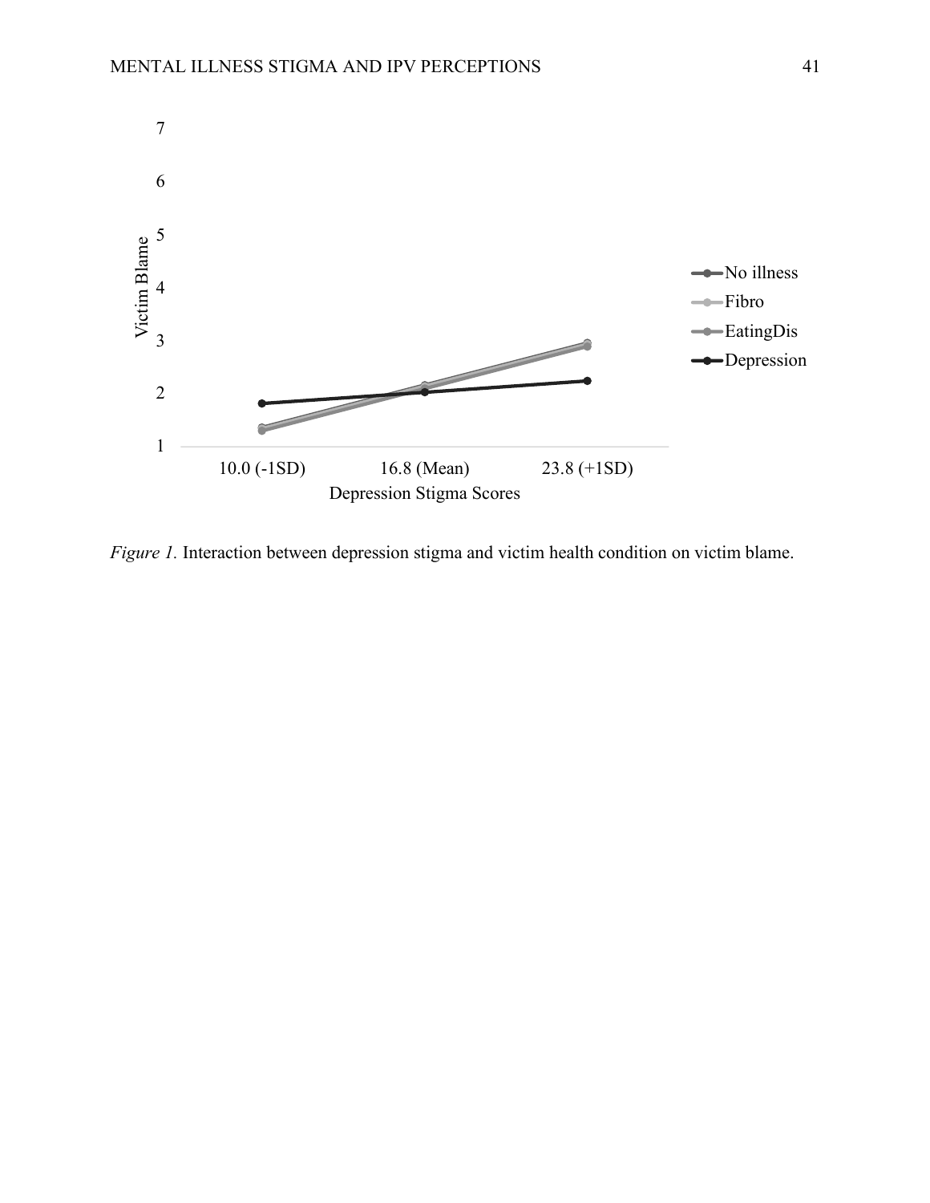*Figure 1.* Interaction between depression stigma and victim health condition on victim blame.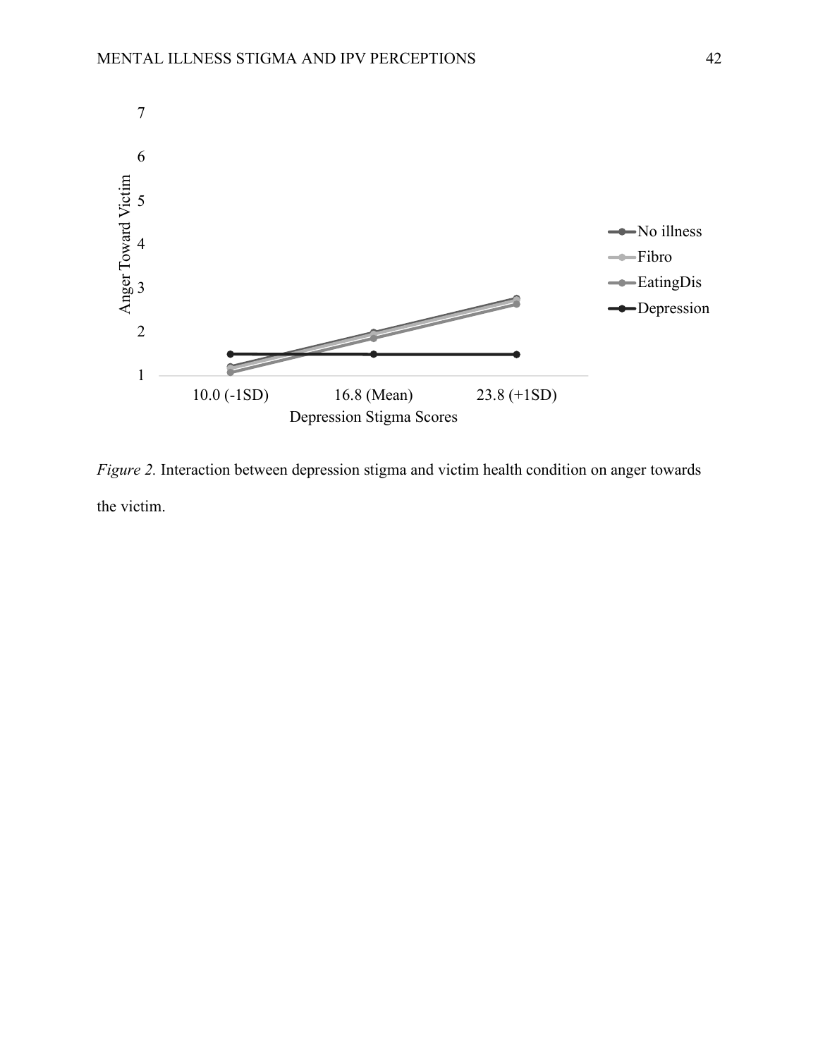*Figure 2.* Interaction between depression stigma and victim health condition on anger towards the victim.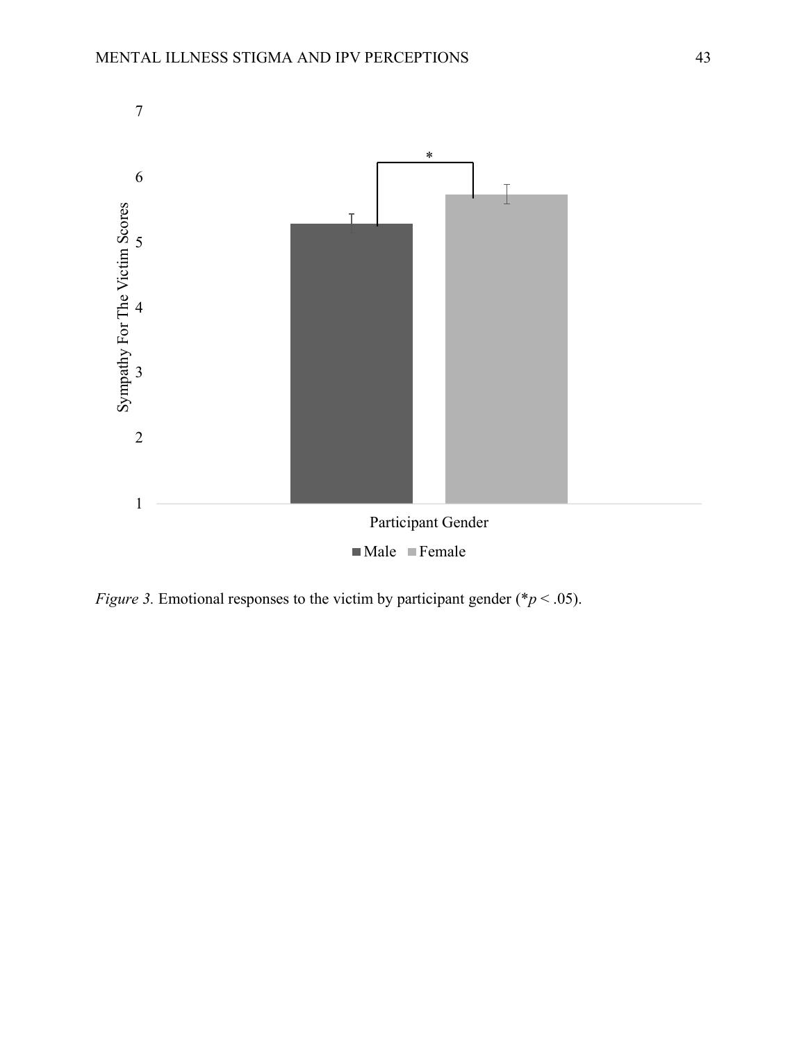*Figure 3.* Emotional responses to the victim by participant gender (*$p < .05$).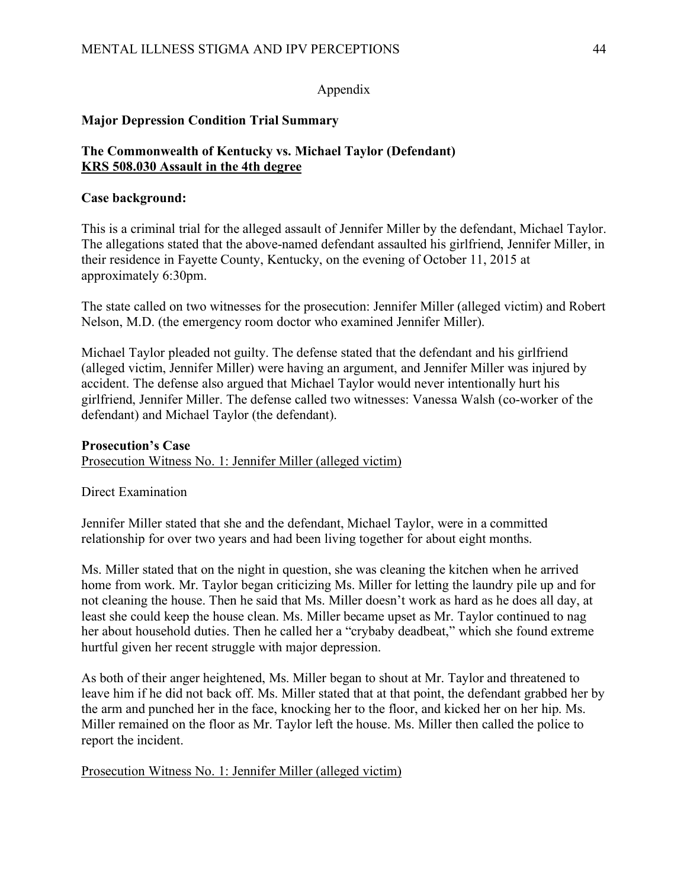Appendix

**Major Depression Condition Trial Summary**

**The Commonwealth of Kentucky vs. Michael Taylor (Defendant)**
**<u>KRS 508.030 Assault in the 4th degree</u>**

**Case background:**

This is a criminal trial for the alleged assault of Jennifer Miller by the defendant, Michael Taylor. The allegations stated that the above-named defendant assaulted his girlfriend, Jennifer Miller, in their residence in Fayette County, Kentucky, on the evening of October 11, 2015 at approximately 6:30pm.

The state called on two witnesses for the prosecution: Jennifer Miller (alleged victim) and Robert Nelson, M.D. (the emergency room doctor who examined Jennifer Miller).

Michael Taylor pleaded not guilty. The defense stated that the defendant and his girlfriend (alleged victim, Jennifer Miller) were having an argument, and Jennifer Miller was injured by accident. The defense also argued that Michael Taylor would never intentionally hurt his girlfriend, Jennifer Miller. The defense called two witnesses: Vanessa Walsh (co-worker of the defendant) and Michael Taylor (the defendant).

**Prosecution's Case**

<u>Prosecution Witness No. 1: Jennifer Miller (alleged victim)</u>

Direct Examination

Jennifer Miller stated that she and the defendant, Michael Taylor, were in a committed relationship for over two years and had been living together for about eight months.

Ms. Miller stated that on the night in question, she was cleaning the kitchen when he arrived home from work. Mr. Taylor began criticizing Ms. Miller for letting the laundry pile up and for not cleaning the house. Then he said that Ms. Miller doesn't work as hard as he does all day, at least she could keep the house clean. Ms. Miller became upset as Mr. Taylor continued to nag her about household duties. Then he called her a "crybaby deadbeat," which she found extreme hurtful given her recent struggle with major depression.

As both of their anger heightened, Ms. Miller began to shout at Mr. Taylor and threatened to leave him if he did not back off. Ms. Miller stated that at that point, the defendant grabbed her by the arm and punched her in the face, knocking her to the floor, and kicked her on her hip. Ms. Miller remained on the floor as Mr. Taylor left the house. Ms. Miller then called the police to report the incident.

<u>Prosecution Witness No. 1: Jennifer Miller (alleged victim)</u>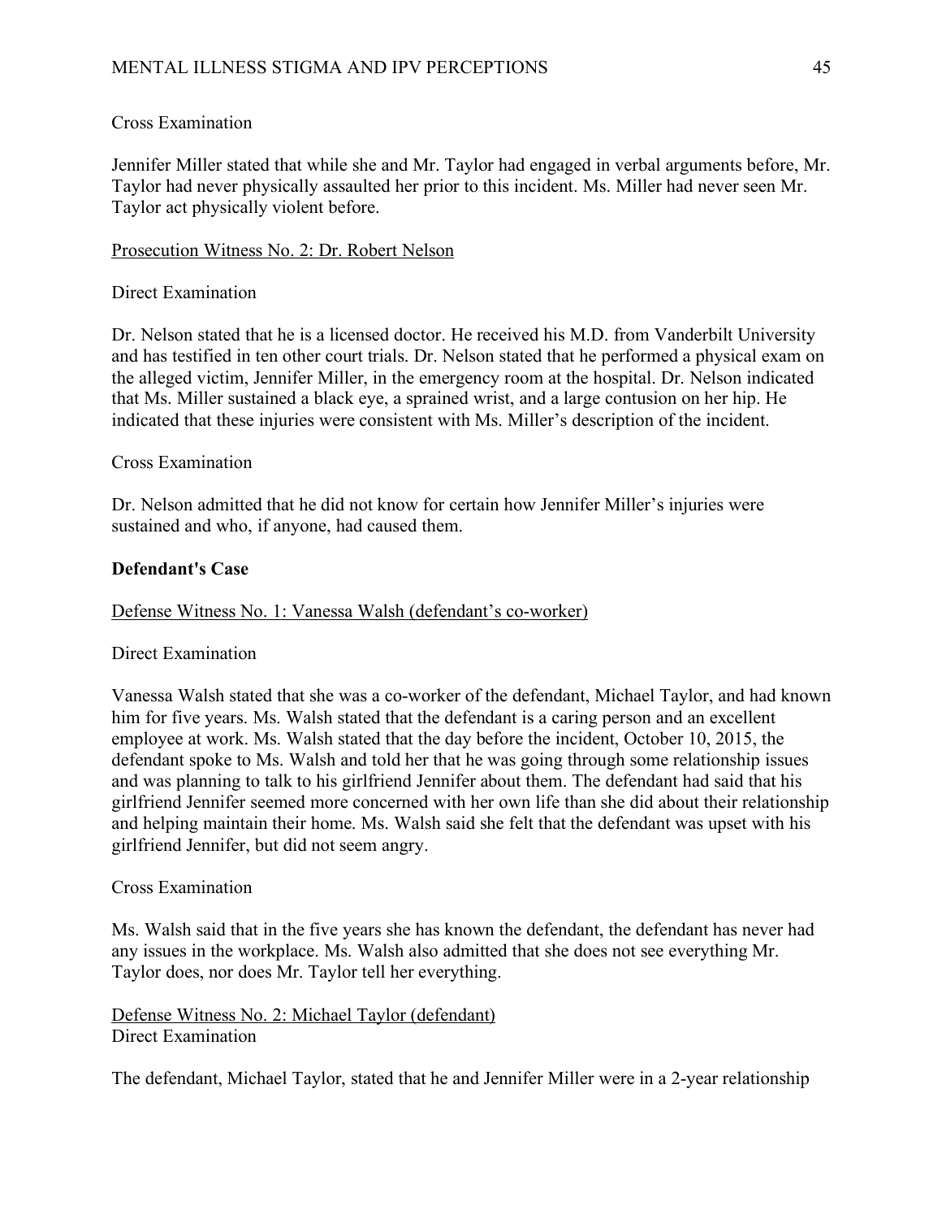Cross Examination

Jennifer Miller stated that while she and Mr. Taylor had engaged in verbal arguments before, Mr. Taylor had never physically assaulted her prior to this incident. Ms. Miller had never seen Mr. Taylor act physically violent before.

<u>Prosecution Witness No. 2: Dr. Robert Nelson</u>

Direct Examination

Dr. Nelson stated that he is a licensed doctor. He received his M.D. from Vanderbilt University and has testified in ten other court trials. Dr. Nelson stated that he performed a physical exam on the alleged victim, Jennifer Miller, in the emergency room at the hospital. Dr. Nelson indicated that Ms. Miller sustained a black eye, a sprained wrist, and a large contusion on her hip. He indicated that these injuries were consistent with Ms. Miller's description of the incident.

Cross Examination

Dr. Nelson admitted that he did not know for certain how Jennifer Miller's injuries were sustained and who, if anyone, had caused them.

**Defendant's Case**

<u>Defense Witness No. 1: Vanessa Walsh (defendant's co-worker)</u>

Direct Examination

Vanessa Walsh stated that she was a co-worker of the defendant, Michael Taylor, and had known him for five years. Ms. Walsh stated that the defendant is a caring person and an excellent employee at work. Ms. Walsh stated that the day before the incident, October 10, 2015, the defendant spoke to Ms. Walsh and told her that he was going through some relationship issues and was planning to talk to his girlfriend Jennifer about them. The defendant had said that his girlfriend Jennifer seemed more concerned with her own life than she did about their relationship and helping maintain their home. Ms. Walsh said she felt that the defendant was upset with his girlfriend Jennifer, but did not seem angry.

Cross Examination

Ms. Walsh said that in the five years she has known the defendant, the defendant has never had any issues in the workplace. Ms. Walsh also admitted that she does not see everything Mr. Taylor does, nor does Mr. Taylor tell her everything.

<u>Defense Witness No. 2: Michael Taylor (defendant)</u>

Direct Examination

The defendant, Michael Taylor, stated that he and Jennifer Miller were in a 2-year relationship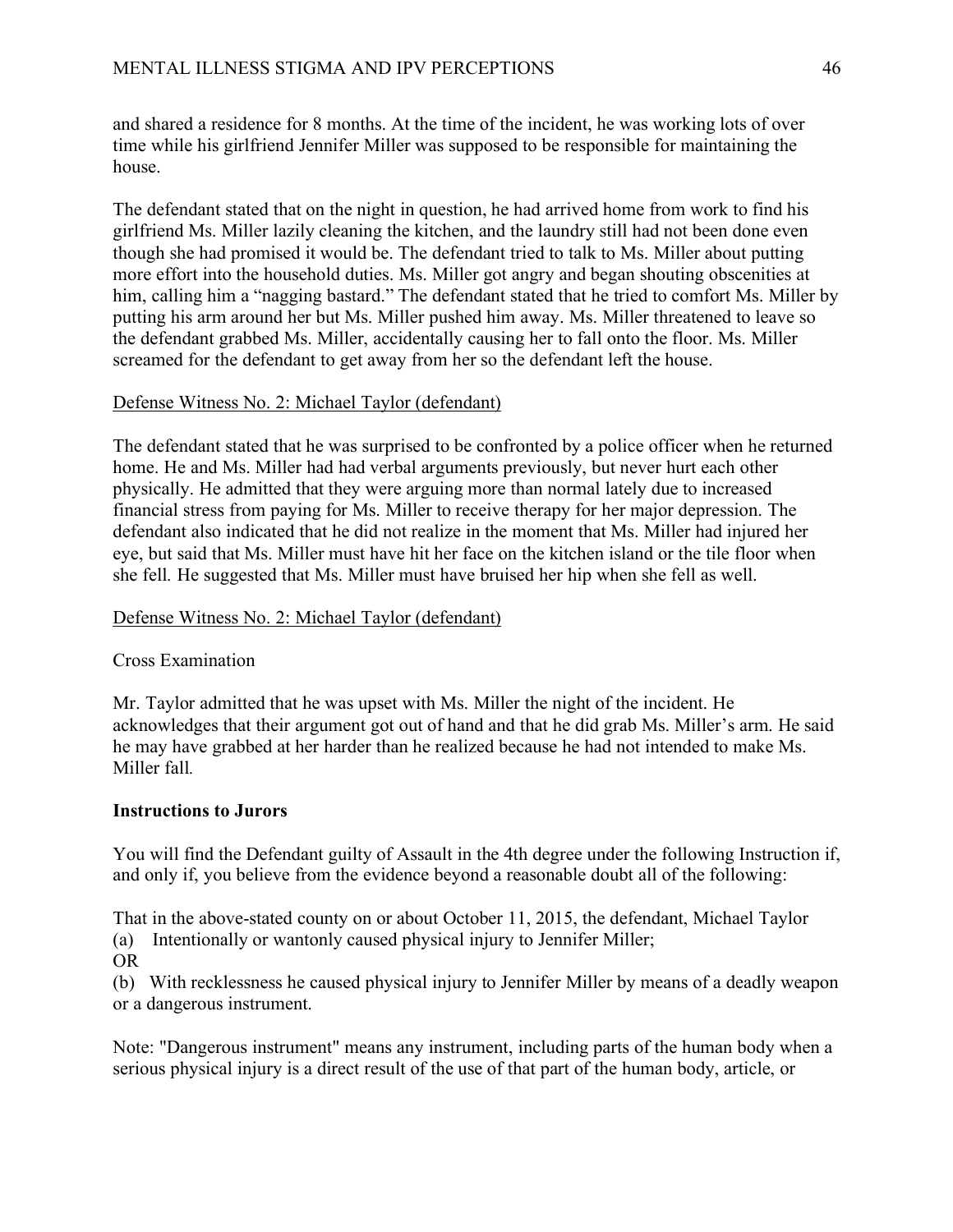and shared a residence for 8 months. At the time of the incident, he was working lots of over time while his girlfriend Jennifer Miller was supposed to be responsible for maintaining the house.

The defendant stated that on the night in question, he had arrived home from work to find his girlfriend Ms. Miller lazily cleaning the kitchen, and the laundry still had not been done even though she had promised it would be. The defendant tried to talk to Ms. Miller about putting more effort into the household duties. Ms. Miller got angry and began shouting obscenities at him, calling him a "nagging bastard." The defendant stated that he tried to comfort Ms. Miller by putting his arm around her but Ms. Miller pushed him away. Ms. Miller threatened to leave so the defendant grabbed Ms. Miller, accidentally causing her to fall onto the floor. Ms. Miller screamed for the defendant to get away from her so the defendant left the house.

Defense Witness No. 2: Michael Taylor (defendant)

The defendant stated that he was surprised to be confronted by a police officer when he returned home. He and Ms. Miller had had verbal arguments previously, but never hurt each other physically. He admitted that they were arguing more than normal lately due to increased financial stress from paying for Ms. Miller to receive therapy for her major depression. The defendant also indicated that he did not realize in the moment that Ms. Miller had injured her eye, but said that Ms. Miller must have hit her face on the kitchen island or the tile floor when she fell. He suggested that Ms. Miller must have bruised her hip when she fell as well.

Defense Witness No. 2: Michael Taylor (defendant)

Cross Examination

Mr. Taylor admitted that he was upset with Ms. Miller the night of the incident. He acknowledges that their argument got out of hand and that he did grab Ms. Miller's arm. He said he may have grabbed at her harder than he realized because he had not intended to make Ms. Miller fall.

**Instructions to Jurors**

You will find the Defendant guilty of Assault in the 4th degree under the following Instruction if, and only if, you believe from the evidence beyond a reasonable doubt all of the following:

That in the above-stated county on or about October 11, 2015, the defendant, Michael Taylor
(a) Intentionally or wantonly caused physical injury to Jennifer Miller;
OR
(b) With recklessness he caused physical injury to Jennifer Miller by means of a deadly weapon or a dangerous instrument.

Note: "Dangerous instrument" means any instrument, including parts of the human body when a serious physical injury is a direct result of the use of that part of the human body, article, or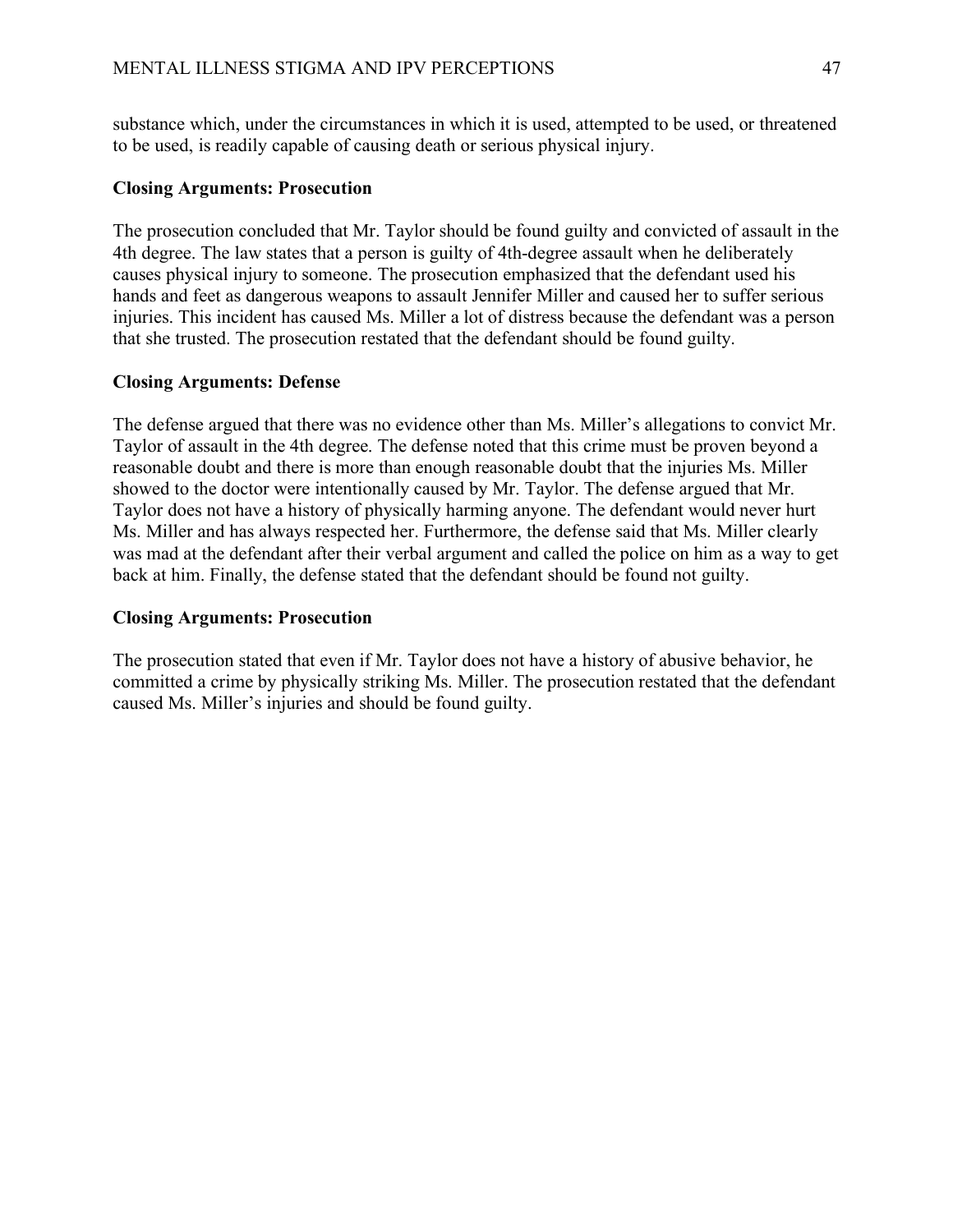substance which, under the circumstances in which it is used, attempted to be used, or threatened to be used, is readily capable of causing death or serious physical injury.

**Closing Arguments: Prosecution**

The prosecution concluded that Mr. Taylor should be found guilty and convicted of assault in the 4th degree. The law states that a person is guilty of 4th-degree assault when he deliberately causes physical injury to someone. The prosecution emphasized that the defendant used his hands and feet as dangerous weapons to assault Jennifer Miller and caused her to suffer serious injuries. This incident has caused Ms. Miller a lot of distress because the defendant was a person that she trusted. The prosecution restated that the defendant should be found guilty.

**Closing Arguments: Defense**

The defense argued that there was no evidence other than Ms. Miller's allegations to convict Mr. Taylor of assault in the 4th degree. The defense noted that this crime must be proven beyond a reasonable doubt and there is more than enough reasonable doubt that the injuries Ms. Miller showed to the doctor were intentionally caused by Mr. Taylor. The defense argued that Mr. Taylor does not have a history of physically harming anyone. The defendant would never hurt Ms. Miller and has always respected her. Furthermore, the defense said that Ms. Miller clearly was mad at the defendant after their verbal argument and called the police on him as a way to get back at him. Finally, the defense stated that the defendant should be found not guilty.

**Closing Arguments: Prosecution**

The prosecution stated that even if Mr. Taylor does not have a history of abusive behavior, he committed a crime by physically striking Ms. Miller. The prosecution restated that the defendant caused Ms. Miller's injuries and should be found guilty.